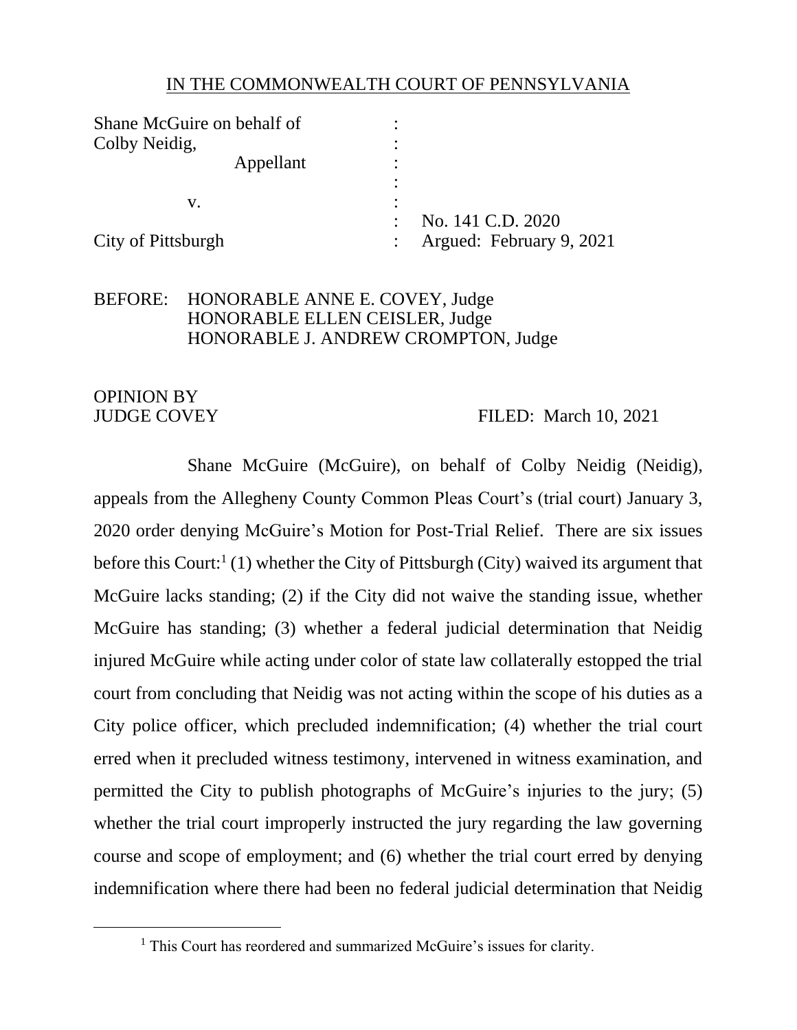IN THE COMMONWEALTH COURT OF PENNSYLVANIA

| | | |
|---|---|---|
| Shane McGuire on behalf of Colby Neidig, Appellant | : | |
| v. | : | No. 141 C.D. 2020 |
| City of Pittsburgh | : | Argued: February 9, 2021 |

BEFORE: HONORABLE ANNE E. COVEY, Judge
HONORABLE ELLEN CEISLER, Judge
HONORABLE J. ANDREW CROMPTON, Judge

OPINION BY
JUDGE COVEY FILED: March 10, 2021

Shane McGuire (McGuire), on behalf of Colby Neidig (Neidig), appeals from the Allegheny County Common Pleas Court's (trial court) January 3, 2020 order denying McGuire's Motion for Post-Trial Relief. There are six issues before this Court:[1] (1) whether the City of Pittsburgh (City) waived its argument that McGuire lacks standing; (2) if the City did not waive the standing issue, whether McGuire has standing; (3) whether a federal judicial determination that Neidig injured McGuire while acting under color of state law collaterally estopped the trial court from concluding that Neidig was not acting within the scope of his duties as a City police officer, which precluded indemnification; (4) whether the trial court erred when it precluded witness testimony, intervened in witness examination, and permitted the City to publish photographs of McGuire's injuries to the jury; (5) whether the trial court improperly instructed the jury regarding the law governing course and scope of employment; and (6) whether the trial court erred by denying indemnification where there had been no federal judicial determination that Neidig

[1] This Court has reordered and summarized McGuire's issues for clarity.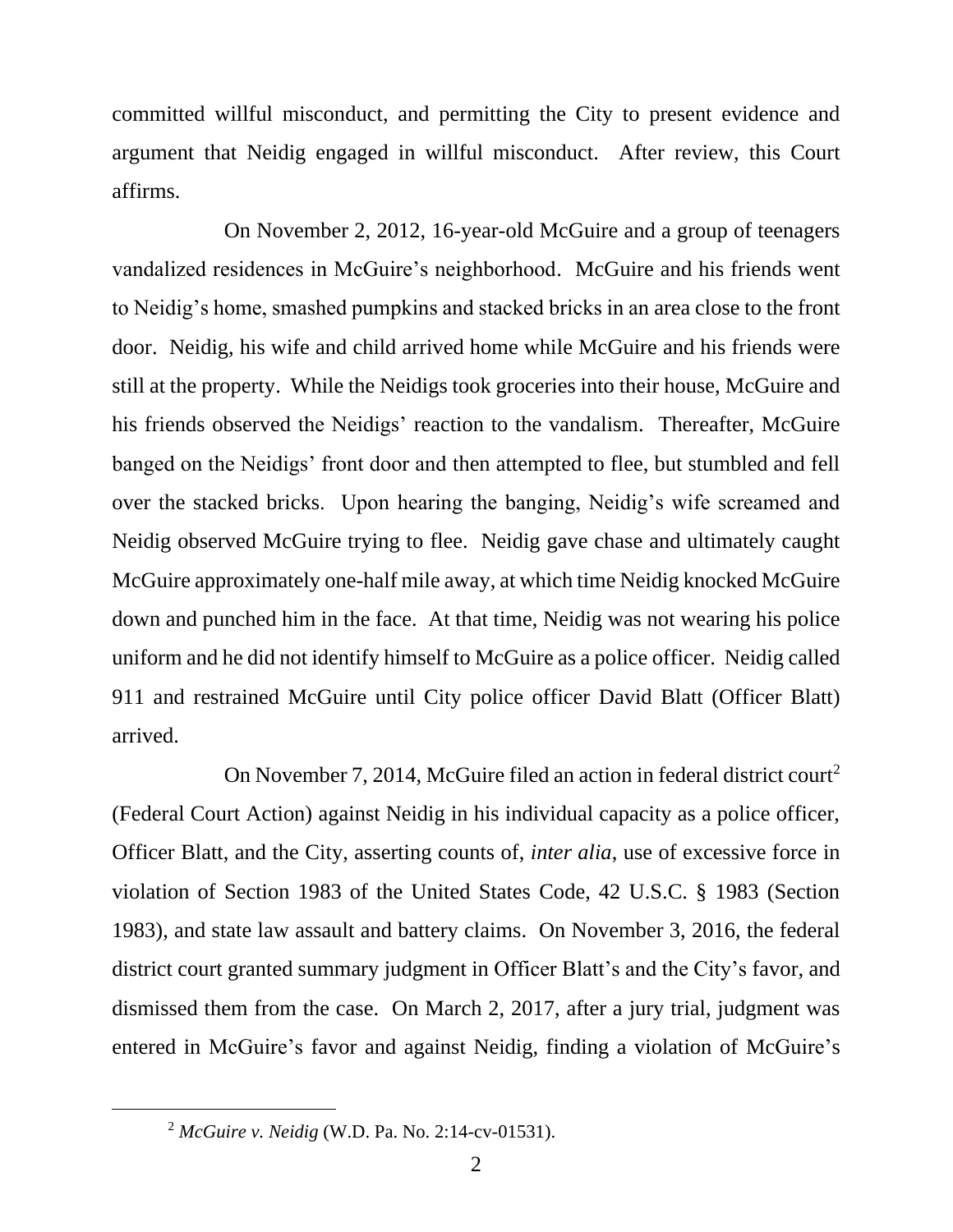committed willful misconduct, and permitting the City to present evidence and argument that Neidig engaged in willful misconduct. After review, this Court affirms.

On November 2, 2012, 16-year-old McGuire and a group of teenagers vandalized residences in McGuire's neighborhood. McGuire and his friends went to Neidig's home, smashed pumpkins and stacked bricks in an area close to the front door. Neidig, his wife and child arrived home while McGuire and his friends were still at the property. While the Neidigs took groceries into their house, McGuire and his friends observed the Neidigs' reaction to the vandalism. Thereafter, McGuire banged on the Neidigs' front door and then attempted to flee, but stumbled and fell over the stacked bricks. Upon hearing the banging, Neidig's wife screamed and Neidig observed McGuire trying to flee. Neidig gave chase and ultimately caught McGuire approximately one-half mile away, at which time Neidig knocked McGuire down and punched him in the face. At that time, Neidig was not wearing his police uniform and he did not identify himself to McGuire as a police officer. Neidig called 911 and restrained McGuire until City police officer David Blatt (Officer Blatt) arrived.

On November 7, 2014, McGuire filed an action in federal district court[2] (Federal Court Action) against Neidig in his individual capacity as a police officer, Officer Blatt, and the City, asserting counts of, *inter alia*, use of excessive force in violation of Section 1983 of the United States Code, 42 U.S.C. § 1983 (Section 1983), and state law assault and battery claims. On November 3, 2016, the federal district court granted summary judgment in Officer Blatt's and the City's favor, and dismissed them from the case. On March 2, 2017, after a jury trial, judgment was entered in McGuire's favor and against Neidig, finding a violation of McGuire's

[2] *McGuire v. Neidig* (W.D. Pa. No. 2:14-cv-01531).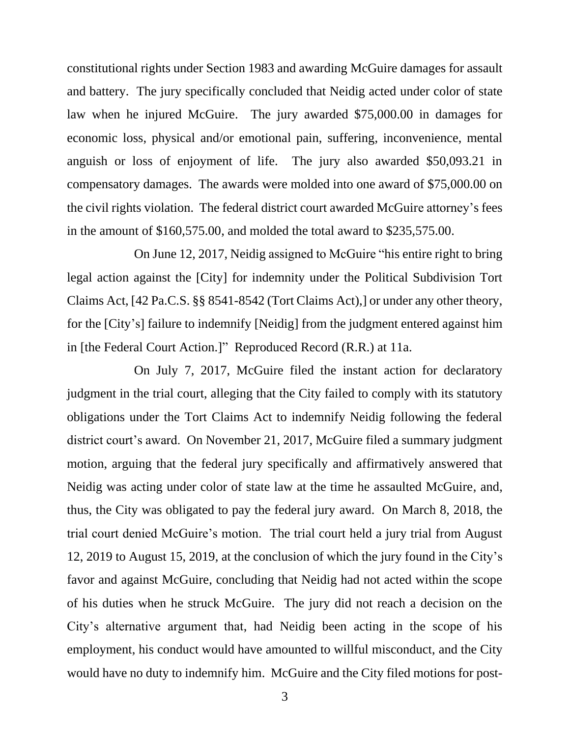constitutional rights under Section 1983 and awarding McGuire damages for assault and battery. The jury specifically concluded that Neidig acted under color of state law when he injured McGuire. The jury awarded $75,000.00 in damages for economic loss, physical and/or emotional pain, suffering, inconvenience, mental anguish or loss of enjoyment of life. The jury also awarded $50,093.21 in compensatory damages. The awards were molded into one award of $75,000.00 on the civil rights violation. The federal district court awarded McGuire attorney's fees in the amount of $160,575.00, and molded the total award to $235,575.00.

On June 12, 2017, Neidig assigned to McGuire "his entire right to bring legal action against the [City] for indemnity under the Political Subdivision Tort Claims Act, [42 Pa.C.S. §§ 8541-8542 (Tort Claims Act),] or under any other theory, for the [City's] failure to indemnify [Neidig] from the judgment entered against him in [the Federal Court Action.]" Reproduced Record (R.R.) at 11a.

On July 7, 2017, McGuire filed the instant action for declaratory judgment in the trial court, alleging that the City failed to comply with its statutory obligations under the Tort Claims Act to indemnify Neidig following the federal district court's award. On November 21, 2017, McGuire filed a summary judgment motion, arguing that the federal jury specifically and affirmatively answered that Neidig was acting under color of state law at the time he assaulted McGuire, and, thus, the City was obligated to pay the federal jury award. On March 8, 2018, the trial court denied McGuire's motion. The trial court held a jury trial from August 12, 2019 to August 15, 2019, at the conclusion of which the jury found in the City's favor and against McGuire, concluding that Neidig had not acted within the scope of his duties when he struck McGuire. The jury did not reach a decision on the City's alternative argument that, had Neidig been acting in the scope of his employment, his conduct would have amounted to willful misconduct, and the City would have no duty to indemnify him. McGuire and the City filed motions for post-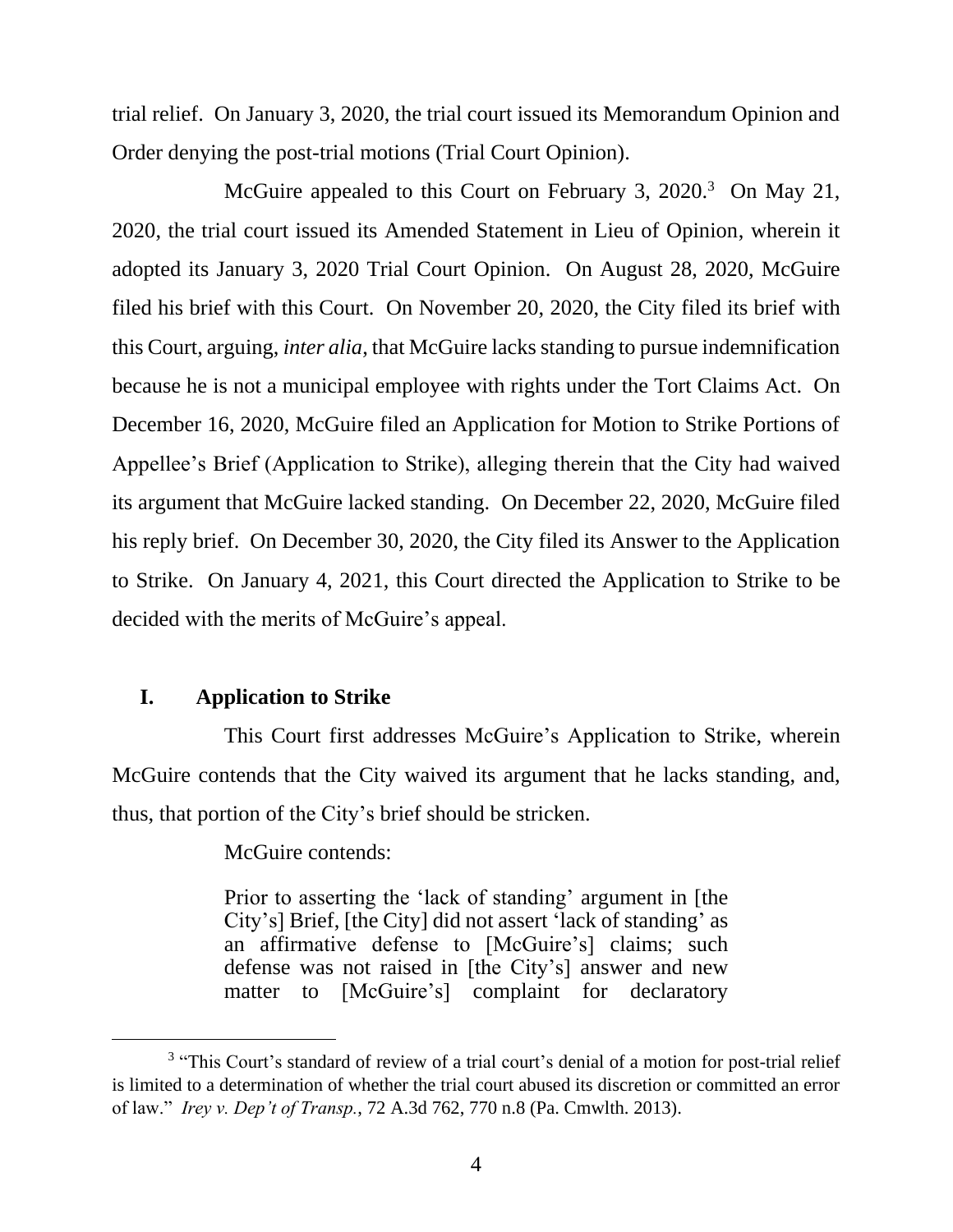trial relief. On January 3, 2020, the trial court issued its Memorandum Opinion and Order denying the post-trial motions (Trial Court Opinion).

McGuire appealed to this Court on February 3, 2020.[3] On May 21, 2020, the trial court issued its Amended Statement in Lieu of Opinion, wherein it adopted its January 3, 2020 Trial Court Opinion. On August 28, 2020, McGuire filed his brief with this Court. On November 20, 2020, the City filed its brief with this Court, arguing, *inter alia*, that McGuire lacks standing to pursue indemnification because he is not a municipal employee with rights under the Tort Claims Act. On December 16, 2020, McGuire filed an Application for Motion to Strike Portions of Appellee's Brief (Application to Strike), alleging therein that the City had waived its argument that McGuire lacked standing. On December 22, 2020, McGuire filed his reply brief. On December 30, 2020, the City filed its Answer to the Application to Strike. On January 4, 2021, this Court directed the Application to Strike to be decided with the merits of McGuire's appeal.

## I. Application to Strike

This Court first addresses McGuire's Application to Strike, wherein McGuire contends that the City waived its argument that he lacks standing, and, thus, that portion of the City's brief should be stricken.

McGuire contends:

> Prior to asserting the 'lack of standing' argument in [the City's] Brief, [the City] did not assert 'lack of standing' as an affirmative defense to [McGuire's] claims; such defense was not raised in [the City's] answer and new matter to [McGuire's] complaint for declaratory

---

[3] "This Court's standard of review of a trial court's denial of a motion for post-trial relief is limited to a determination of whether the trial court abused its discretion or committed an error of law." *Irey v. Dep't of Transp.*, 72 A.3d 762, 770 n.8 (Pa. Cmwlth. 2013).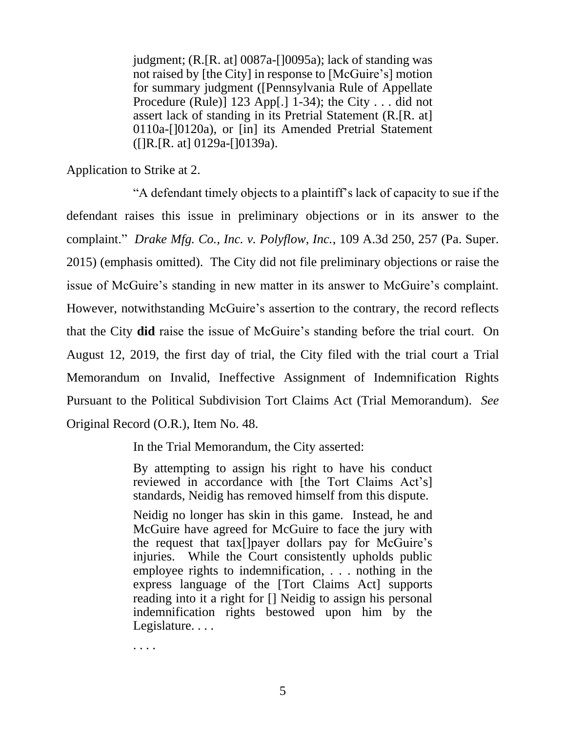> judgment; (R.[R. at] 0087a-[]0095a); lack of standing was not raised by [the City] in response to [McGuire's] motion for summary judgment ([Pennsylvania Rule of Appellate Procedure (Rule)] 123 App[.] 1-34); the City . . . did not assert lack of standing in its Pretrial Statement (R.[R. at] 0110a-[]0120a), or [in] its Amended Pretrial Statement ([]R.[R. at] 0129a-[]0139a).

Application to Strike at 2.

"A defendant timely objects to a plaintiff's lack of capacity to sue if the defendant raises this issue in preliminary objections or in its answer to the complaint." *Drake Mfg. Co., Inc. v. Polyflow, Inc.*, 109 A.3d 250, 257 (Pa. Super. 2015) (emphasis omitted). The City did not file preliminary objections or raise the issue of McGuire's standing in new matter in its answer to McGuire's complaint. However, notwithstanding McGuire's assertion to the contrary, the record reflects that the City **did** raise the issue of McGuire's standing before the trial court. On August 12, 2019, the first day of trial, the City filed with the trial court a Trial Memorandum on Invalid, Ineffective Assignment of Indemnification Rights Pursuant to the Political Subdivision Tort Claims Act (Trial Memorandum). *See* Original Record (O.R.), Item No. 48.

In the Trial Memorandum, the City asserted:

> By attempting to assign his right to have his conduct reviewed in accordance with [the Tort Claims Act's] standards, Neidig has removed himself from this dispute.
>
> Neidig no longer has skin in this game. Instead, he and McGuire have agreed for McGuire to face the jury with the request that tax[]payer dollars pay for McGuire's injuries. While the Court consistently upholds public employee rights to indemnification, . . . nothing in the express language of the [Tort Claims Act] supports reading into it a right for [] Neidig to assign his personal indemnification rights bestowed upon him by the Legislature. . . .
>
> . . . .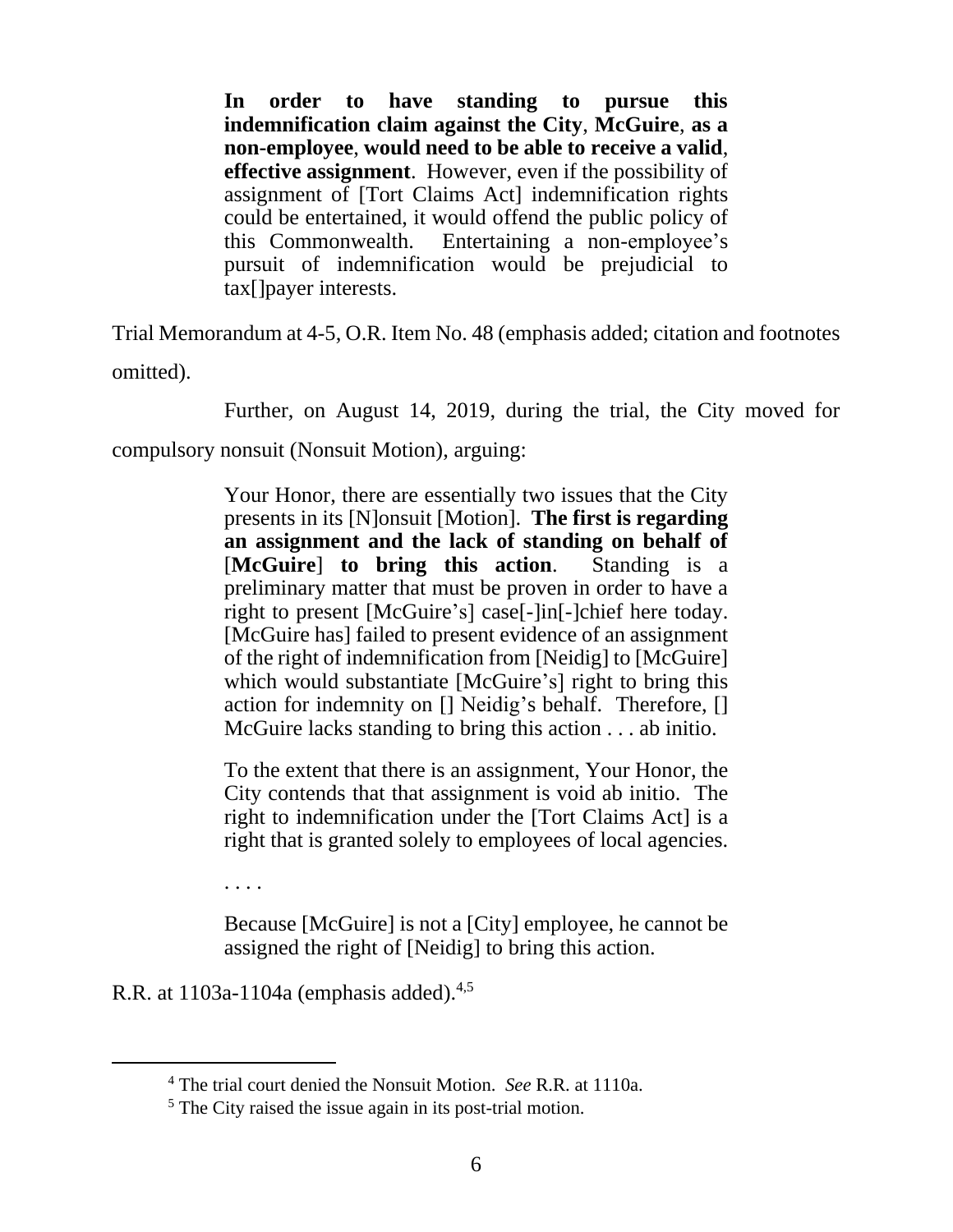> **In order to have standing to pursue this indemnification claim against the City**, **McGuire**, **as a non-employee**, **would need to be able to receive a valid**, **effective assignment**. However, even if the possibility of assignment of [Tort Claims Act] indemnification rights could be entertained, it would offend the public policy of this Commonwealth. Entertaining a non-employee's pursuit of indemnification would be prejudicial to tax[]payer interests.

Trial Memorandum at 4-5, O.R. Item No. 48 (emphasis added; citation and footnotes omitted).

Further, on August 14, 2019, during the trial, the City moved for compulsory nonsuit (Nonsuit Motion), arguing:

> Your Honor, there are essentially two issues that the City presents in its [N]onsuit [Motion]. **The first is regarding an assignment and the lack of standing on behalf of** [**McGuire**] **to bring this action**. Standing is a preliminary matter that must be proven in order to have a right to present [McGuire's] case[-]in[-]chief here today. [McGuire has] failed to present evidence of an assignment of the right of indemnification from [Neidig] to [McGuire] which would substantiate [McGuire's] right to bring this action for indemnity on [] Neidig's behalf. Therefore, [] McGuire lacks standing to bring this action . . . ab initio.
>
> To the extent that there is an assignment, Your Honor, the City contends that that assignment is void ab initio. The right to indemnification under the [Tort Claims Act] is a right that is granted solely to employees of local agencies.
>
> . . . .
>
> Because [McGuire] is not a [City] employee, he cannot be assigned the right of [Neidig] to bring this action.

R.R. at 1103a-1104a (emphasis added).[4,5]

---

[4] The trial court denied the Nonsuit Motion. *See* R.R. at 1110a.

[5] The City raised the issue again in its post-trial motion.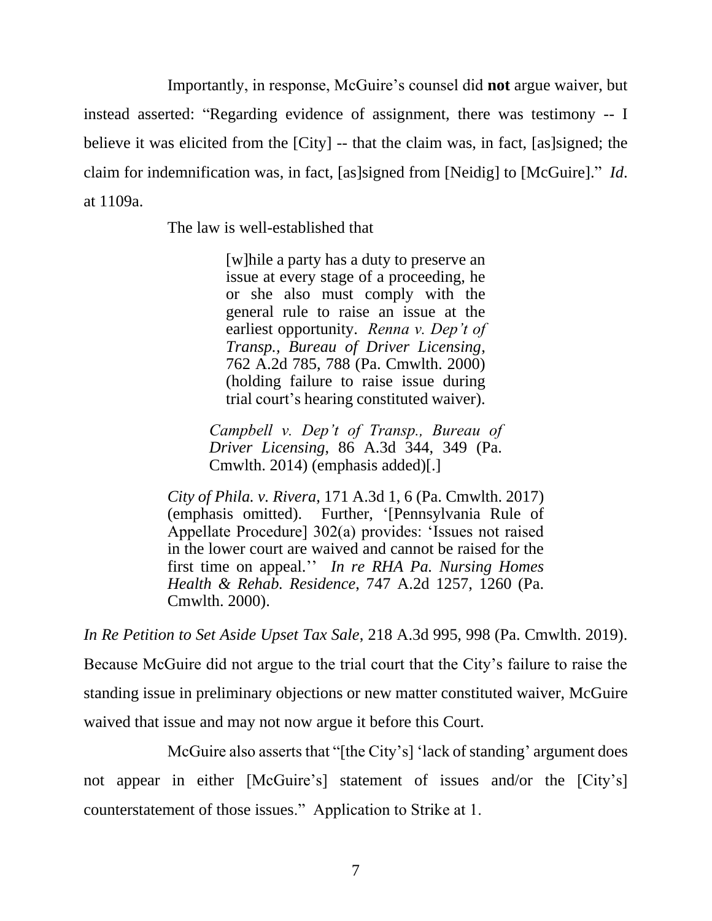Importantly, in response, McGuire's counsel did **not** argue waiver, but instead asserted: "Regarding evidence of assignment, there was testimony -- I believe it was elicited from the [City] -- that the claim was, in fact, [as]signed; the claim for indemnification was, in fact, [as]signed from [Neidig] to [McGuire]." *Id.* at 1109a.

The law is well-established that

> > [w]hile a party has a duty to preserve an issue at every stage of a proceeding, he or she also must comply with the general rule to raise an issue at the earliest opportunity. *Renna v. Dep't of Transp., Bureau of Driver Licensing*, 762 A.2d 785, 788 (Pa. Cmwlth. 2000) (holding failure to raise issue during trial court's hearing constituted waiver).
>
> *Campbell v. Dep't of Transp., Bureau of Driver Licensing*, 86 A.3d 344, 349 (Pa. Cmwlth. 2014) (emphasis added)[.]
>
> *City of Phila. v. Rivera*, 171 A.3d 1, 6 (Pa. Cmwlth. 2017) (emphasis omitted). Further, '[Pennsylvania Rule of Appellate Procedure] 302(a) provides: 'Issues not raised in the lower court are waived and cannot be raised for the first time on appeal.'' *In re RHA Pa. Nursing Homes Health & Rehab. Residence*, 747 A.2d 1257, 1260 (Pa. Cmwlth. 2000).

*In Re Petition to Set Aside Upset Tax Sale*, 218 A.3d 995, 998 (Pa. Cmwlth. 2019). Because McGuire did not argue to the trial court that the City's failure to raise the standing issue in preliminary objections or new matter constituted waiver, McGuire waived that issue and may not now argue it before this Court.

McGuire also asserts that "[the City's] 'lack of standing' argument does not appear in either [McGuire's] statement of issues and/or the [City's] counterstatement of those issues." Application to Strike at 1.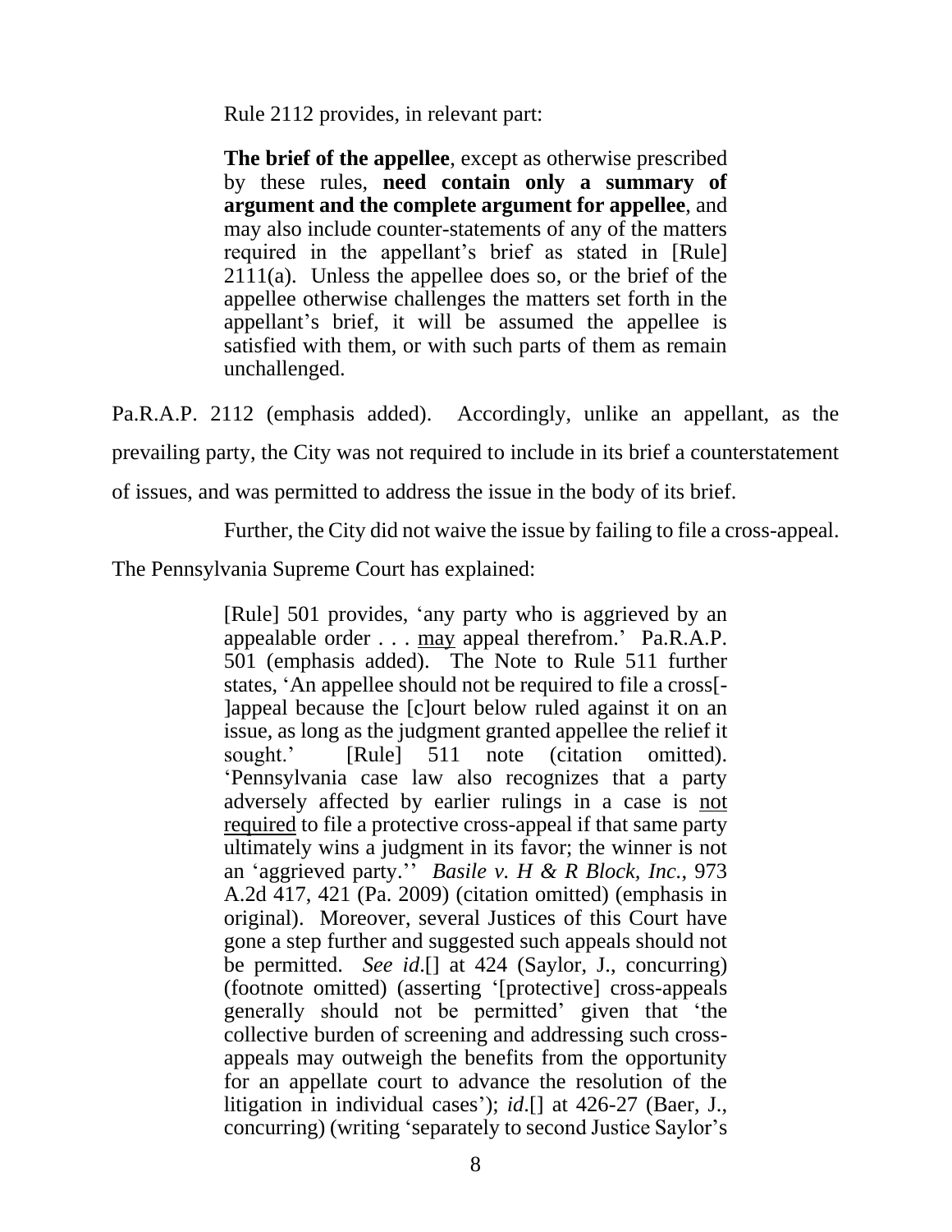Rule 2112 provides, in relevant part:

> **The brief of the appellee**, except as otherwise prescribed by these rules, **need contain only a summary of argument and the complete argument for appellee**, and may also include counter-statements of any of the matters required in the appellant's brief as stated in [Rule] 2111(a). Unless the appellee does so, or the brief of the appellee otherwise challenges the matters set forth in the appellant's brief, it will be assumed the appellee is satisfied with them, or with such parts of them as remain unchallenged.

Pa.R.A.P. 2112 (emphasis added). Accordingly, unlike an appellant, as the prevailing party, the City was not required to include in its brief a counterstatement of issues, and was permitted to address the issue in the body of its brief.

Further, the City did not waive the issue by failing to file a cross-appeal. The Pennsylvania Supreme Court has explained:

> [Rule] 501 provides, 'any party who is aggrieved by an appealable order . . . <u>may</u> appeal therefrom.' Pa.R.A.P. 501 (emphasis added). The Note to Rule 511 further states, 'An appellee should not be required to file a cross[-]appeal because the [c]ourt below ruled against it on an issue, as long as the judgment granted appellee the relief it sought.' [Rule] 511 note (citation omitted). 'Pennsylvania case law also recognizes that a party adversely affected by earlier rulings in a case is <u>not required</u> to file a protective cross-appeal if that same party ultimately wins a judgment in its favor; the winner is not an 'aggrieved party.'' *Basile v. H & R Block, Inc.*, 973 A.2d 417, 421 (Pa. 2009) (citation omitted) (emphasis in original). Moreover, several Justices of this Court have gone a step further and suggested such appeals should not be permitted. *See id*.[] at 424 (Saylor, J., concurring) (footnote omitted) (asserting '[protective] cross-appeals generally should not be permitted' given that 'the collective burden of screening and addressing such cross-appeals may outweigh the benefits from the opportunity for an appellate court to advance the resolution of the litigation in individual cases'); *id*.[] at 426-27 (Baer, J., concurring) (writing 'separately to second Justice Saylor's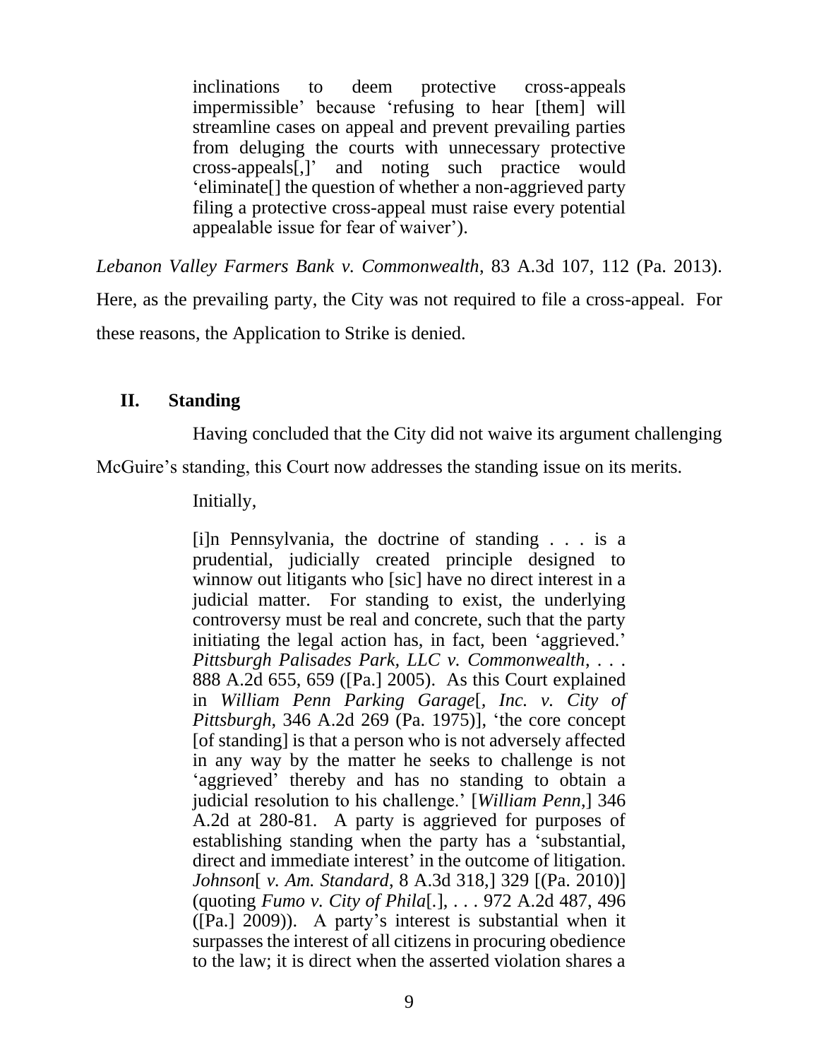> inclinations to deem protective cross-appeals impermissible' because 'refusing to hear [them] will streamline cases on appeal and prevent prevailing parties from deluging the courts with unnecessary protective cross-appeals[,]' and noting such practice would 'eliminate[] the question of whether a non-aggrieved party filing a protective cross-appeal must raise every potential appealable issue for fear of waiver').

*Lebanon Valley Farmers Bank v. Commonwealth*, 83 A.3d 107, 112 (Pa. 2013). Here, as the prevailing party, the City was not required to file a cross-appeal. For these reasons, the Application to Strike is denied.

## II. Standing

Having concluded that the City did not waive its argument challenging McGuire's standing, this Court now addresses the standing issue on its merits.

Initially,

> [i]n Pennsylvania, the doctrine of standing . . . is a prudential, judicially created principle designed to winnow out litigants who [sic] have no direct interest in a judicial matter. For standing to exist, the underlying controversy must be real and concrete, such that the party initiating the legal action has, in fact, been 'aggrieved.' *Pittsburgh Palisades Park, LLC v. Commonwealth*, . . . 888 A.2d 655, 659 ([Pa.] 2005). As this Court explained in *William Penn Parking Garage*[*, Inc. v. City of Pittsburgh*, 346 A.2d 269 (Pa. 1975)], 'the core concept [of standing] is that a person who is not adversely affected in any way by the matter he seeks to challenge is not 'aggrieved' thereby and has no standing to obtain a judicial resolution to his challenge.' [*William Penn*,] 346 A.2d at 280-81. A party is aggrieved for purposes of establishing standing when the party has a 'substantial, direct and immediate interest' in the outcome of litigation. *Johnson*[ *v. Am. Standard*, 8 A.3d 318,] 329 [(Pa. 2010)] (quoting *Fumo v. City of Phila*[.], . . . 972 A.2d 487, 496 ([Pa.] 2009)). A party's interest is substantial when it surpasses the interest of all citizens in procuring obedience to the law; it is direct when the asserted violation shares a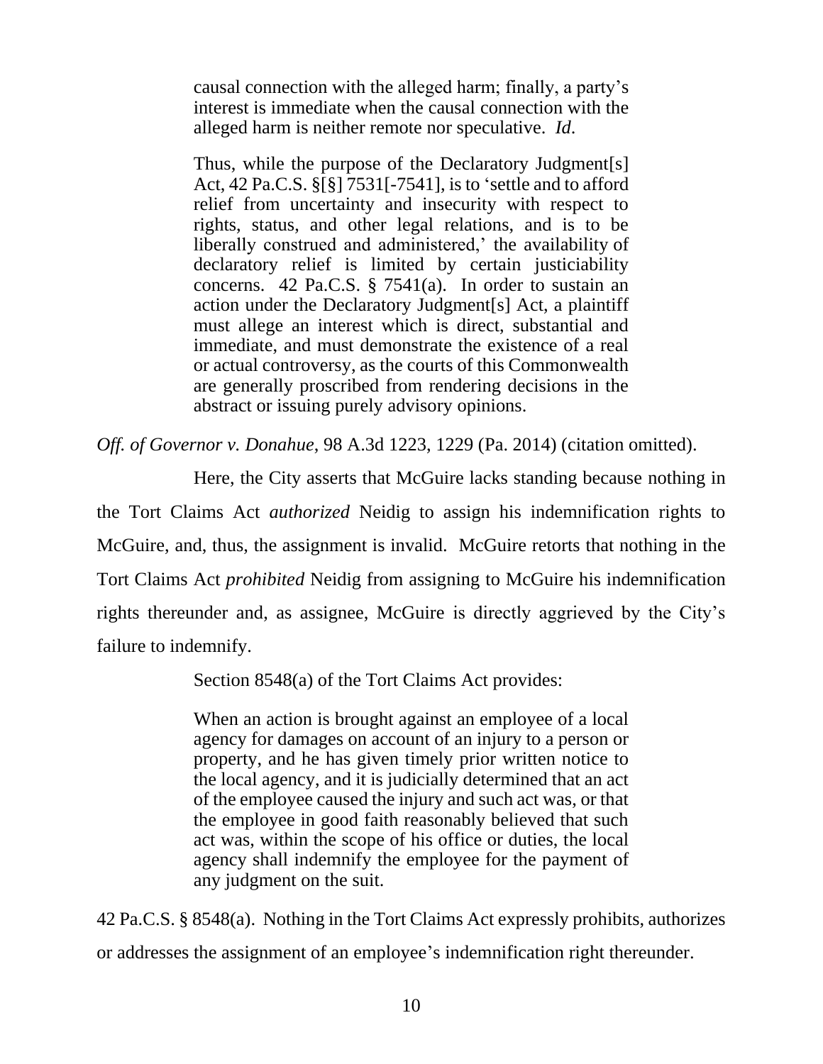> causal connection with the alleged harm; finally, a party's interest is immediate when the causal connection with the alleged harm is neither remote nor speculative. *Id*.
>
> Thus, while the purpose of the Declaratory Judgment[s] Act, 42 Pa.C.S. §[§] 7531[-7541], is to 'settle and to afford relief from uncertainty and insecurity with respect to rights, status, and other legal relations, and is to be liberally construed and administered,' the availability of declaratory relief is limited by certain justiciability concerns. 42 Pa.C.S. § 7541(a). In order to sustain an action under the Declaratory Judgment[s] Act, a plaintiff must allege an interest which is direct, substantial and immediate, and must demonstrate the existence of a real or actual controversy, as the courts of this Commonwealth are generally proscribed from rendering decisions in the abstract or issuing purely advisory opinions.

*Off. of Governor v. Donahue*, 98 A.3d 1223, 1229 (Pa. 2014) (citation omitted).

Here, the City asserts that McGuire lacks standing because nothing in the Tort Claims Act *authorized* Neidig to assign his indemnification rights to McGuire, and, thus, the assignment is invalid. McGuire retorts that nothing in the Tort Claims Act *prohibited* Neidig from assigning to McGuire his indemnification rights thereunder and, as assignee, McGuire is directly aggrieved by the City's failure to indemnify.

Section 8548(a) of the Tort Claims Act provides:

> When an action is brought against an employee of a local agency for damages on account of an injury to a person or property, and he has given timely prior written notice to the local agency, and it is judicially determined that an act of the employee caused the injury and such act was, or that the employee in good faith reasonably believed that such act was, within the scope of his office or duties, the local agency shall indemnify the employee for the payment of any judgment on the suit.

42 Pa.C.S. § 8548(a). Nothing in the Tort Claims Act expressly prohibits, authorizes or addresses the assignment of an employee's indemnification right thereunder.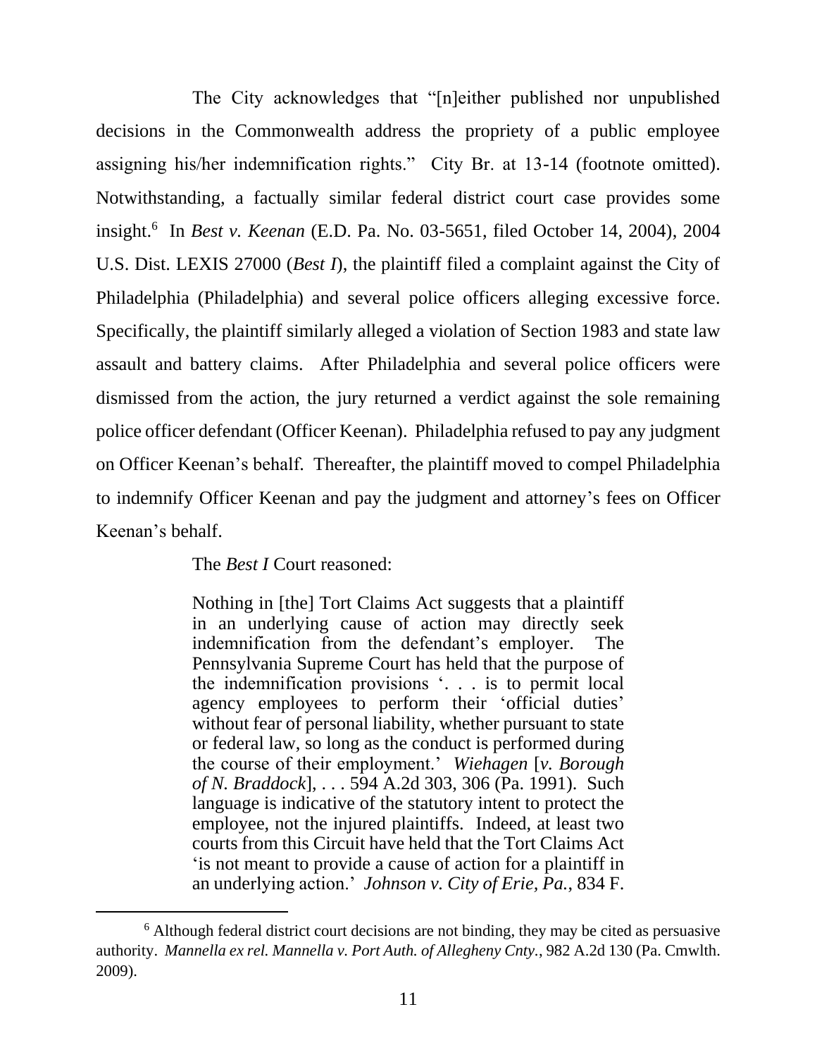The City acknowledges that "[n]either published nor unpublished decisions in the Commonwealth address the propriety of a public employee assigning his/her indemnification rights." City Br. at 13-14 (footnote omitted). Notwithstanding, a factually similar federal district court case provides some insight.[6] In *Best v. Keenan* (E.D. Pa. No. 03-5651, filed October 14, 2004), 2004 U.S. Dist. LEXIS 27000 (*Best I*), the plaintiff filed a complaint against the City of Philadelphia (Philadelphia) and several police officers alleging excessive force. Specifically, the plaintiff similarly alleged a violation of Section 1983 and state law assault and battery claims. After Philadelphia and several police officers were dismissed from the action, the jury returned a verdict against the sole remaining police officer defendant (Officer Keenan). Philadelphia refused to pay any judgment on Officer Keenan's behalf. Thereafter, the plaintiff moved to compel Philadelphia to indemnify Officer Keenan and pay the judgment and attorney's fees on Officer Keenan's behalf.

The *Best I* Court reasoned:

> Nothing in [the] Tort Claims Act suggests that a plaintiff in an underlying cause of action may directly seek indemnification from the defendant's employer. The Pennsylvania Supreme Court has held that the purpose of the indemnification provisions '. . . is to permit local agency employees to perform their 'official duties' without fear of personal liability, whether pursuant to state or federal law, so long as the conduct is performed during the course of their employment.' *Wiehagen* [*v. Borough of N. Braddock*], . . . 594 A.2d 303, 306 (Pa. 1991). Such language is indicative of the statutory intent to protect the employee, not the injured plaintiffs. Indeed, at least two courts from this Circuit have held that the Tort Claims Act 'is not meant to provide a cause of action for a plaintiff in an underlying action.' *Johnson v. City of Erie, Pa.*, 834 F.

[6] Although federal district court decisions are not binding, they may be cited as persuasive authority. *Mannella ex rel. Mannella v. Port Auth. of Allegheny Cnty.*, 982 A.2d 130 (Pa. Cmwlth. 2009).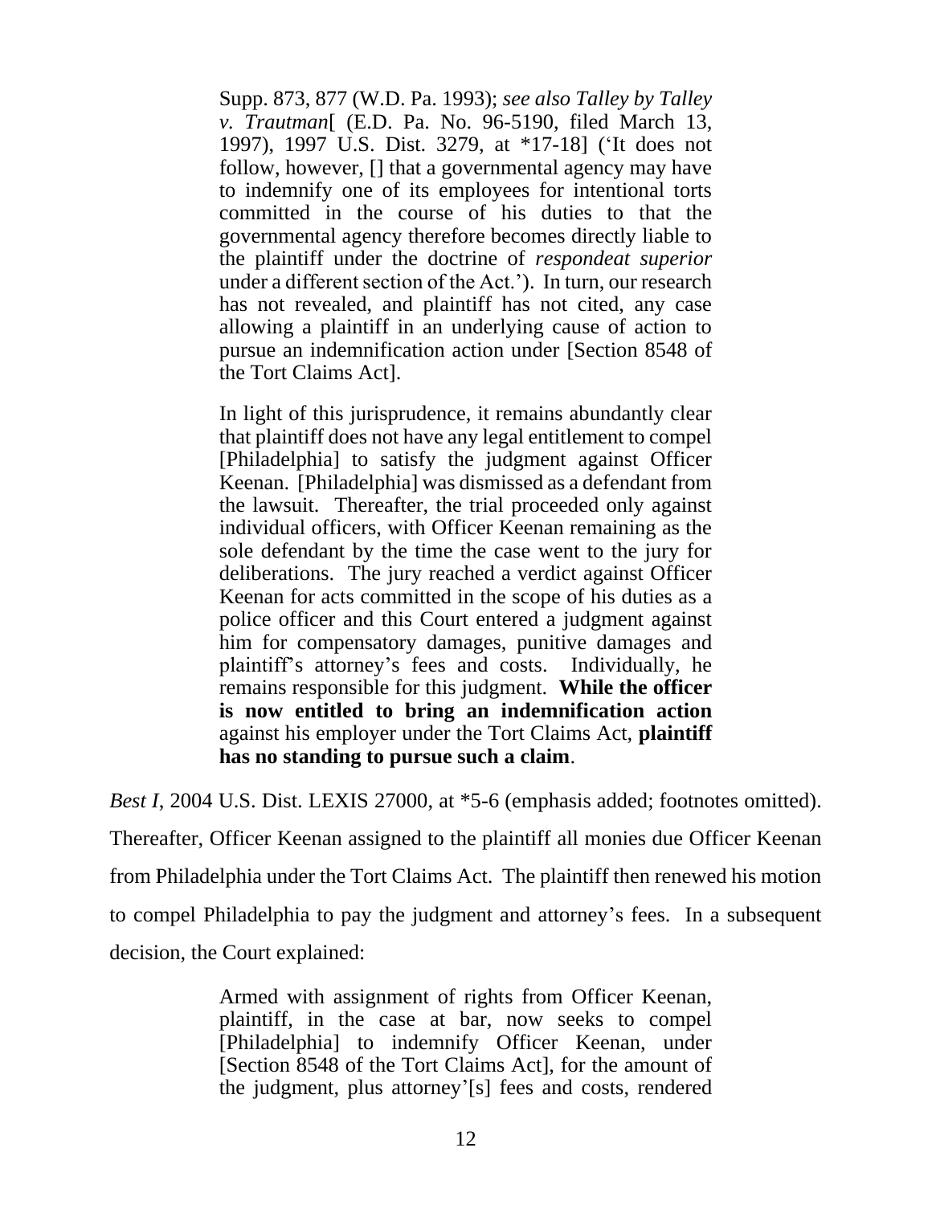> Supp. 873, 877 (W.D. Pa. 1993); *see also Talley by Talley v. Trautman*[ (E.D. Pa. No. 96-5190, filed March 13, 1997), 1997 U.S. Dist. 3279, at *17-18] ('It does not follow, however, [] that a governmental agency may have to indemnify one of its employees for intentional torts committed in the course of his duties to that the governmental agency therefore becomes directly liable to the plaintiff under the doctrine of *respondeat superior* under a different section of the Act.'). In turn, our research has not revealed, and plaintiff has not cited, any case allowing a plaintiff in an underlying cause of action to pursue an indemnification action under [Section 8548 of the Tort Claims Act].
>
> In light of this jurisprudence, it remains abundantly clear that plaintiff does not have any legal entitlement to compel [Philadelphia] to satisfy the judgment against Officer Keenan. [Philadelphia] was dismissed as a defendant from the lawsuit. Thereafter, the trial proceeded only against individual officers, with Officer Keenan remaining as the sole defendant by the time the case went to the jury for deliberations. The jury reached a verdict against Officer Keenan for acts committed in the scope of his duties as a police officer and this Court entered a judgment against him for compensatory damages, punitive damages and plaintiff's attorney's fees and costs. Individually, he remains responsible for this judgment. **While the officer is now entitled to bring an indemnification action** against his employer under the Tort Claims Act, **plaintiff has no standing to pursue such a claim**.

*Best I*, 2004 U.S. Dist. LEXIS 27000, at *5-6 (emphasis added; footnotes omitted). Thereafter, Officer Keenan assigned to the plaintiff all monies due Officer Keenan from Philadelphia under the Tort Claims Act. The plaintiff then renewed his motion to compel Philadelphia to pay the judgment and attorney's fees. In a subsequent decision, the Court explained:

> Armed with assignment of rights from Officer Keenan, plaintiff, in the case at bar, now seeks to compel [Philadelphia] to indemnify Officer Keenan, under [Section 8548 of the Tort Claims Act], for the amount of the judgment, plus attorney'[s] fees and costs, rendered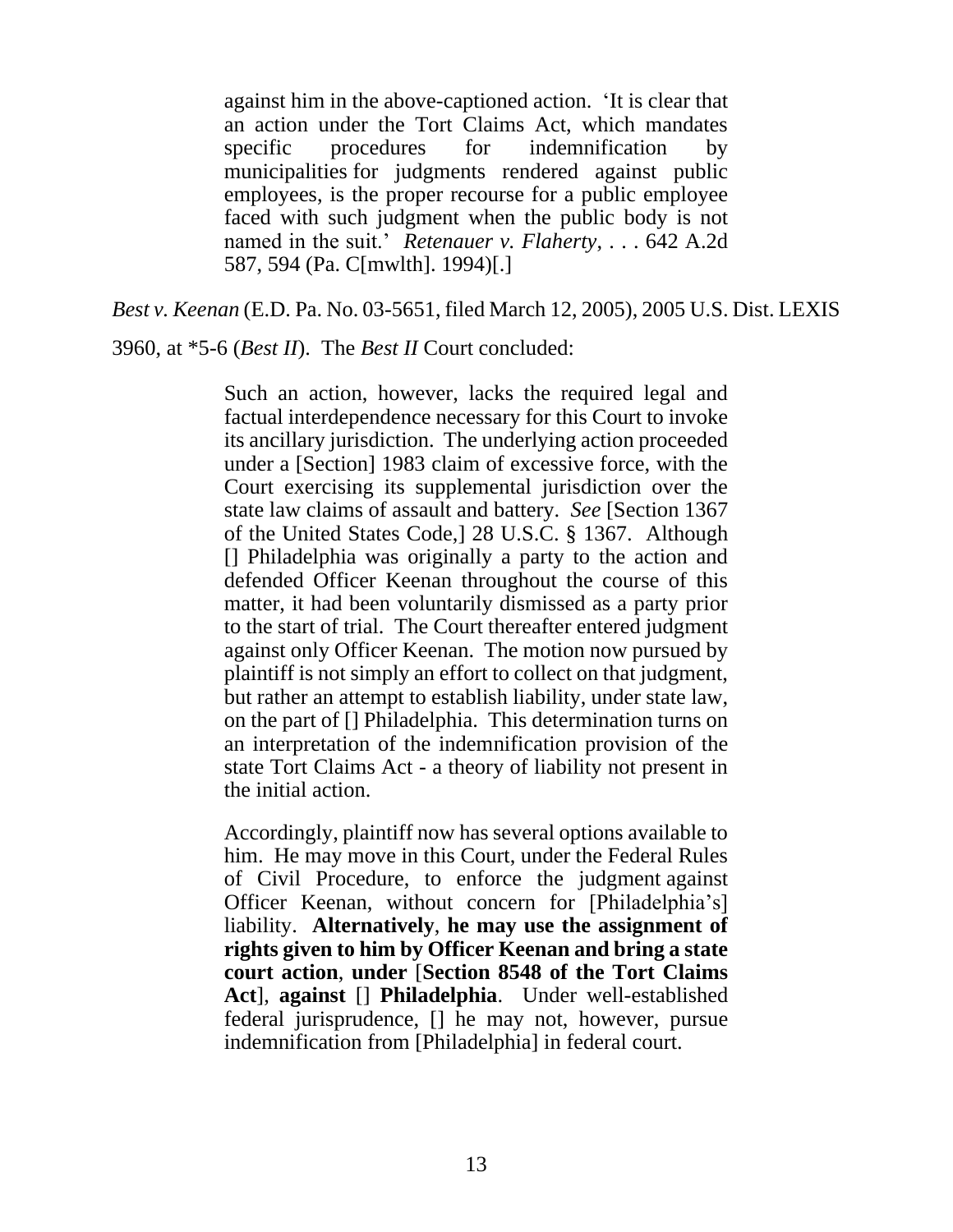> against him in the above-captioned action. 'It is clear that an action under the Tort Claims Act, which mandates specific procedures for indemnification by municipalities for judgments rendered against public employees, is the proper recourse for a public employee faced with such judgment when the public body is not named in the suit.' *Retenauer v. Flaherty*, . . . 642 A.2d 587, 594 (Pa. C[mwlth]. 1994)[.]

*Best v. Keenan* (E.D. Pa. No. 03-5651, filed March 12, 2005), 2005 U.S. Dist. LEXIS 3960, at *5-6 (*Best II*). The *Best II* Court concluded:

> Such an action, however, lacks the required legal and factual interdependence necessary for this Court to invoke its ancillary jurisdiction. The underlying action proceeded under a [Section] 1983 claim of excessive force, with the Court exercising its supplemental jurisdiction over the state law claims of assault and battery. *See* [Section 1367 of the United States Code,] 28 U.S.C. § 1367. Although [] Philadelphia was originally a party to the action and defended Officer Keenan throughout the course of this matter, it had been voluntarily dismissed as a party prior to the start of trial. The Court thereafter entered judgment against only Officer Keenan. The motion now pursued by plaintiff is not simply an effort to collect on that judgment, but rather an attempt to establish liability, under state law, on the part of [] Philadelphia. This determination turns on an interpretation of the indemnification provision of the state Tort Claims Act - a theory of liability not present in the initial action.
>
> Accordingly, plaintiff now has several options available to him. He may move in this Court, under the Federal Rules of Civil Procedure, to enforce the judgment against Officer Keenan, without concern for [Philadelphia's] liability. **Alternatively**, **he may use the assignment of rights given to him by Officer Keenan and bring a state court action**, **under** [**Section 8548 of the Tort Claims Act**], **against** [] **Philadelphia**. Under well-established federal jurisprudence, [] he may not, however, pursue indemnification from [Philadelphia] in federal court.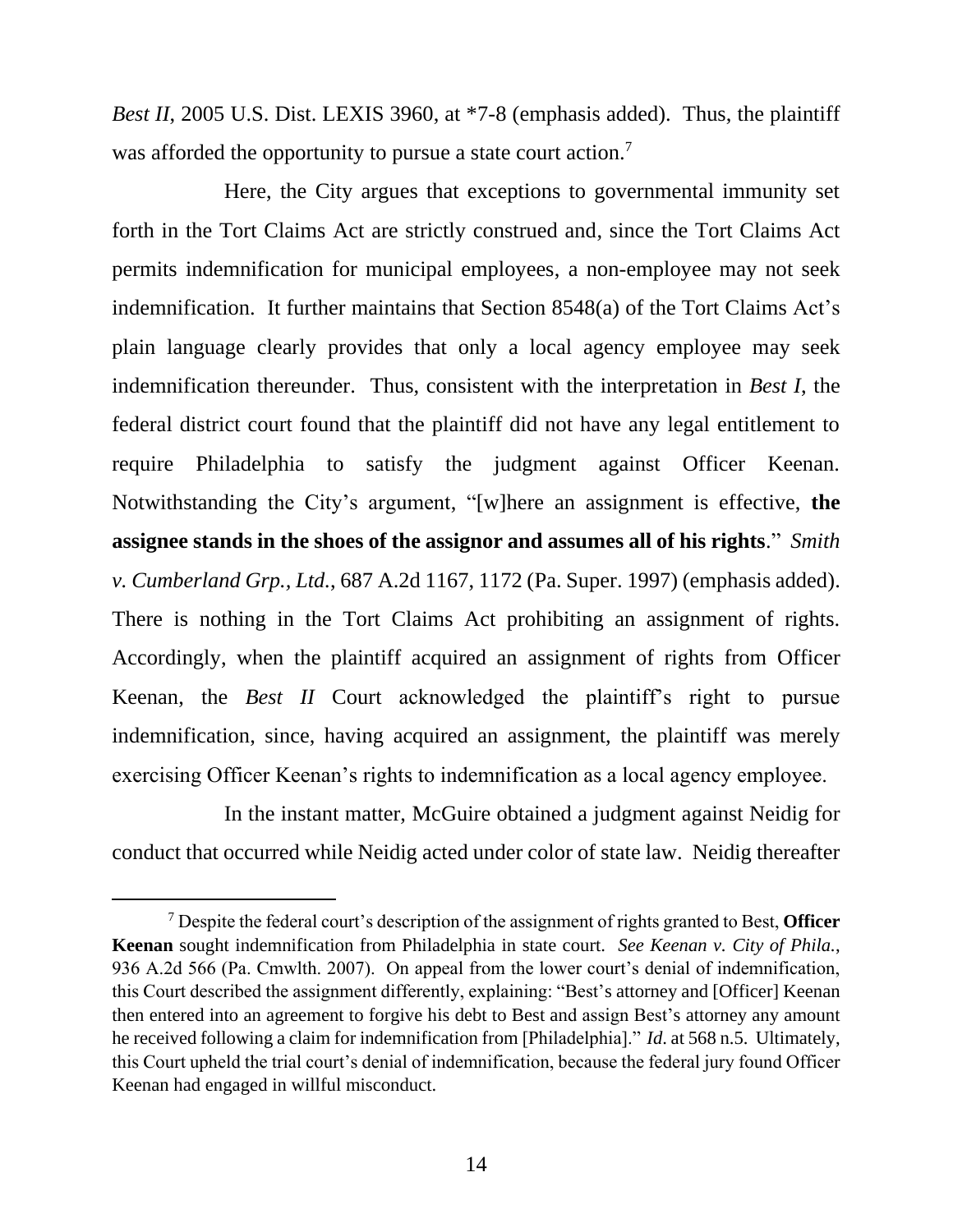*Best II*, 2005 U.S. Dist. LEXIS 3960, at *7-8 (emphasis added). Thus, the plaintiff was afforded the opportunity to pursue a state court action.[7]

Here, the City argues that exceptions to governmental immunity set forth in the Tort Claims Act are strictly construed and, since the Tort Claims Act permits indemnification for municipal employees, a non-employee may not seek indemnification. It further maintains that Section 8548(a) of the Tort Claims Act's plain language clearly provides that only a local agency employee may seek indemnification thereunder. Thus, consistent with the interpretation in *Best I*, the federal district court found that the plaintiff did not have any legal entitlement to require Philadelphia to satisfy the judgment against Officer Keenan. Notwithstanding the City's argument, "[w]here an assignment is effective, **the assignee stands in the shoes of the assignor and assumes all of his rights**." *Smith v. Cumberland Grp., Ltd.*, 687 A.2d 1167, 1172 (Pa. Super. 1997) (emphasis added). There is nothing in the Tort Claims Act prohibiting an assignment of rights. Accordingly, when the plaintiff acquired an assignment of rights from Officer Keenan, the *Best II* Court acknowledged the plaintiff's right to pursue indemnification, since, having acquired an assignment, the plaintiff was merely exercising Officer Keenan's rights to indemnification as a local agency employee.

In the instant matter, McGuire obtained a judgment against Neidig for conduct that occurred while Neidig acted under color of state law. Neidig thereafter

---

[7] Despite the federal court's description of the assignment of rights granted to Best, **Officer Keenan** sought indemnification from Philadelphia in state court. *See Keenan v. City of Phila.*, 936 A.2d 566 (Pa. Cmwlth. 2007). On appeal from the lower court's denial of indemnification, this Court described the assignment differently, explaining: "Best's attorney and [Officer] Keenan then entered into an agreement to forgive his debt to Best and assign Best's attorney any amount he received following a claim for indemnification from [Philadelphia]." *Id.* at 568 n.5. Ultimately, this Court upheld the trial court's denial of indemnification, because the federal jury found Officer Keenan had engaged in willful misconduct.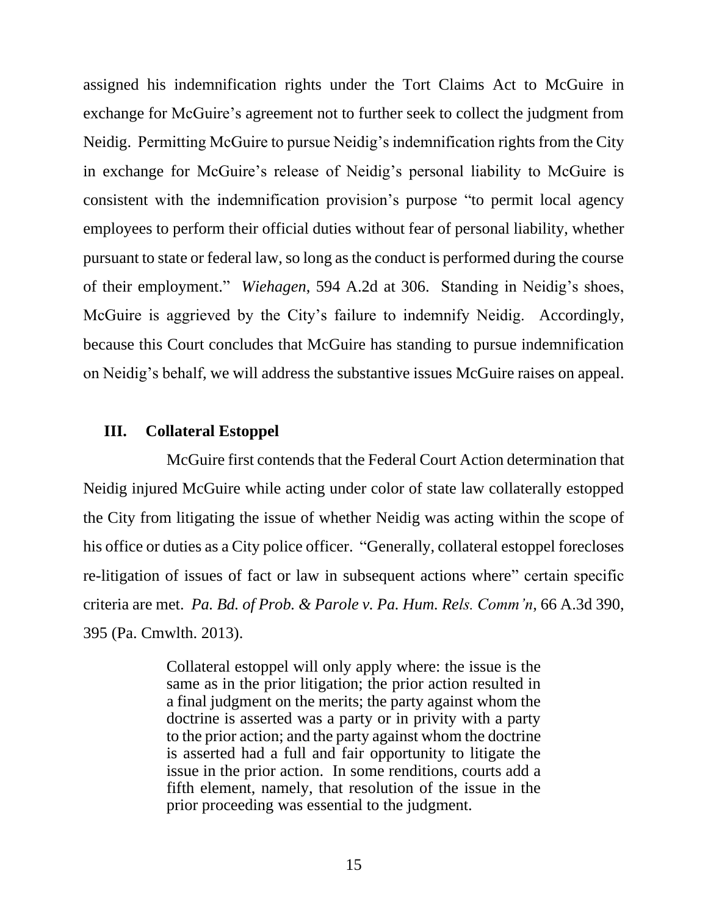assigned his indemnification rights under the Tort Claims Act to McGuire in exchange for McGuire's agreement not to further seek to collect the judgment from Neidig. Permitting McGuire to pursue Neidig's indemnification rights from the City in exchange for McGuire's release of Neidig's personal liability to McGuire is consistent with the indemnification provision's purpose "to permit local agency employees to perform their official duties without fear of personal liability, whether pursuant to state or federal law, so long as the conduct is performed during the course of their employment." *Wiehagen*, 594 A.2d at 306. Standing in Neidig's shoes, McGuire is aggrieved by the City's failure to indemnify Neidig. Accordingly, because this Court concludes that McGuire has standing to pursue indemnification on Neidig's behalf, we will address the substantive issues McGuire raises on appeal.

## III. Collateral Estoppel

McGuire first contends that the Federal Court Action determination that Neidig injured McGuire while acting under color of state law collaterally estopped the City from litigating the issue of whether Neidig was acting within the scope of his office or duties as a City police officer. "Generally, collateral estoppel forecloses re-litigation of issues of fact or law in subsequent actions where" certain specific criteria are met. *Pa. Bd. of Prob. & Parole v. Pa. Hum. Rels. Comm'n*, 66 A.3d 390, 395 (Pa. Cmwlth. 2013).

> Collateral estoppel will only apply where: the issue is the same as in the prior litigation; the prior action resulted in a final judgment on the merits; the party against whom the doctrine is asserted was a party or in privity with a party to the prior action; and the party against whom the doctrine is asserted had a full and fair opportunity to litigate the issue in the prior action. In some renditions, courts add a fifth element, namely, that resolution of the issue in the prior proceeding was essential to the judgment.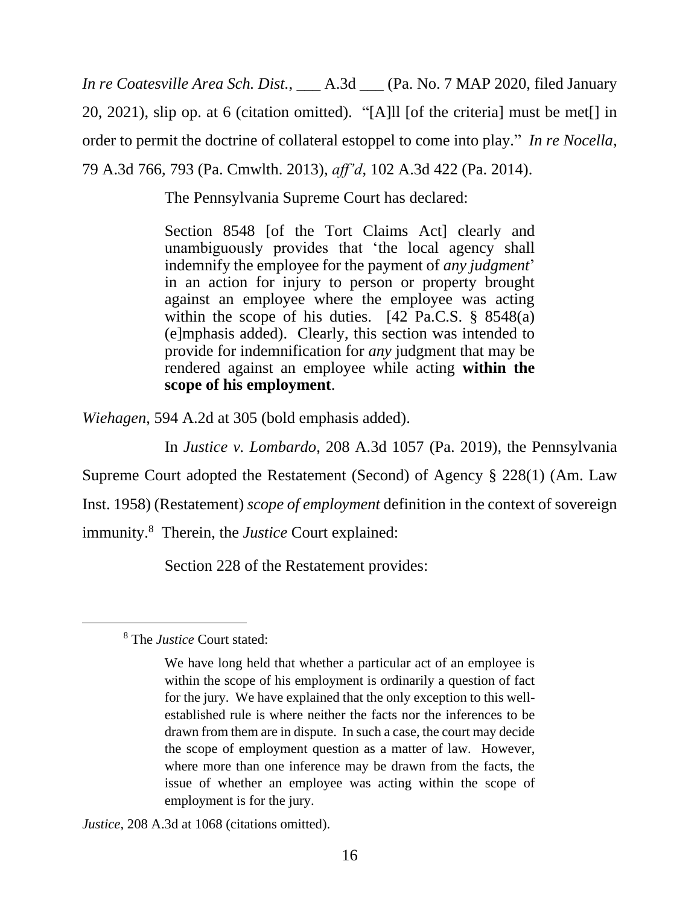*In re Coatesville Area Sch. Dist.*, ___ A.3d ___ (Pa. No. 7 MAP 2020, filed January 20, 2021), slip op. at 6 (citation omitted). "[A]ll [of the criteria] must be met[] in order to permit the doctrine of collateral estoppel to come into play." *In re Nocella*, 79 A.3d 766, 793 (Pa. Cmwlth. 2013), *aff'd*, 102 A.3d 422 (Pa. 2014).

The Pennsylvania Supreme Court has declared:

> Section 8548 [of the Tort Claims Act] clearly and unambiguously provides that 'the local agency shall indemnify the employee for the payment of *any judgment*' in an action for injury to person or property brought against an employee where the employee was acting within the scope of his duties. [42 Pa.C.S. § 8548(a) (e]mphasis added). Clearly, this section was intended to provide for indemnification for *any* judgment that may be rendered against an employee while acting **within the scope of his employment**.

*Wiehagen*, 594 A.2d at 305 (bold emphasis added).

In *Justice v. Lombardo*, 208 A.3d 1057 (Pa. 2019), the Pennsylvania Supreme Court adopted the Restatement (Second) of Agency § 228(1) (Am. Law Inst. 1958) (Restatement) *scope of employment* definition in the context of sovereign immunity.[8] Therein, the *Justice* Court explained:

> Section 228 of the Restatement provides:

---

[8] The *Justice* Court stated:

> We have long held that whether a particular act of an employee is within the scope of his employment is ordinarily a question of fact for the jury. We have explained that the only exception to this well-established rule is where neither the facts nor the inferences to be drawn from them are in dispute. In such a case, the court may decide the scope of employment question as a matter of law. However, where more than one inference may be drawn from the facts, the issue of whether an employee was acting within the scope of employment is for the jury.

*Justice*, 208 A.3d at 1068 (citations omitted).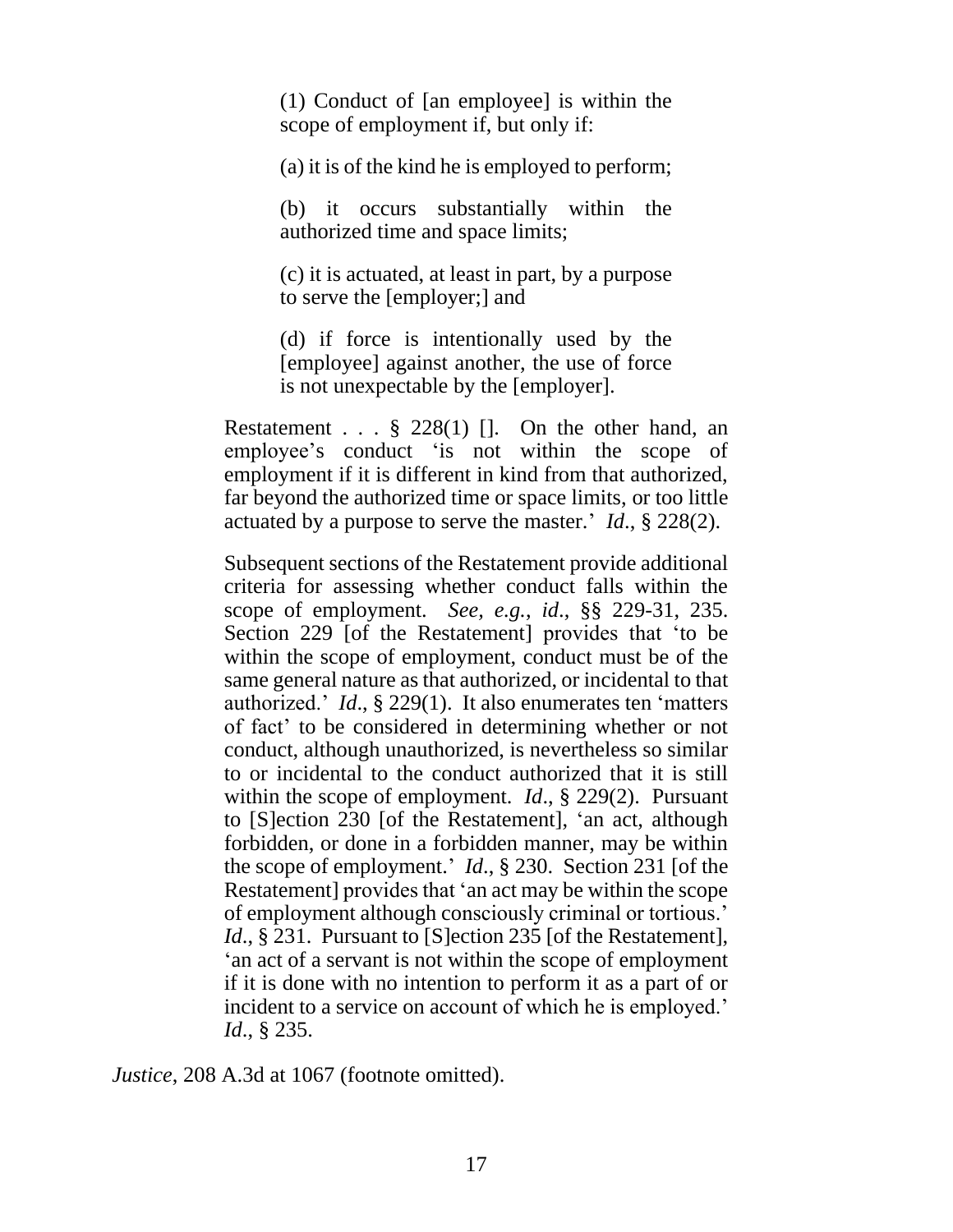> > (1) Conduct of [an employee] is within the scope of employment if, but only if:
> >
> > (a) it is of the kind he is employed to perform;
> >
> > (b) it occurs substantially within the authorized time and space limits;
> >
> > (c) it is actuated, at least in part, by a purpose to serve the [employer;] and
> >
> > (d) if force is intentionally used by the [employee] against another, the use of force is not unexpectable by the [employer].
>
> Restatement . . . § 228(1) []. On the other hand, an employee's conduct 'is not within the scope of employment if it is different in kind from that authorized, far beyond the authorized time or space limits, or too little actuated by a purpose to serve the master.' *Id*., § 228(2).
>
> Subsequent sections of the Restatement provide additional criteria for assessing whether conduct falls within the scope of employment. *See, e.g.*, *id*., §§ 229-31, 235. Section 229 [of the Restatement] provides that 'to be within the scope of employment, conduct must be of the same general nature as that authorized, or incidental to that authorized.' *Id*., § 229(1). It also enumerates ten 'matters of fact' to be considered in determining whether or not conduct, although unauthorized, is nevertheless so similar to or incidental to the conduct authorized that it is still within the scope of employment. *Id*., § 229(2). Pursuant to [S]ection 230 [of the Restatement], 'an act, although forbidden, or done in a forbidden manner, may be within the scope of employment.' *Id*., § 230. Section 231 [of the Restatement] provides that 'an act may be within the scope of employment although consciously criminal or tortious.' *Id*., § 231. Pursuant to [S]ection 235 [of the Restatement], 'an act of a servant is not within the scope of employment if it is done with no intention to perform it as a part of or incident to a service on account of which he is employed.' *Id*., § 235.

*Justice*, 208 A.3d at 1067 (footnote omitted).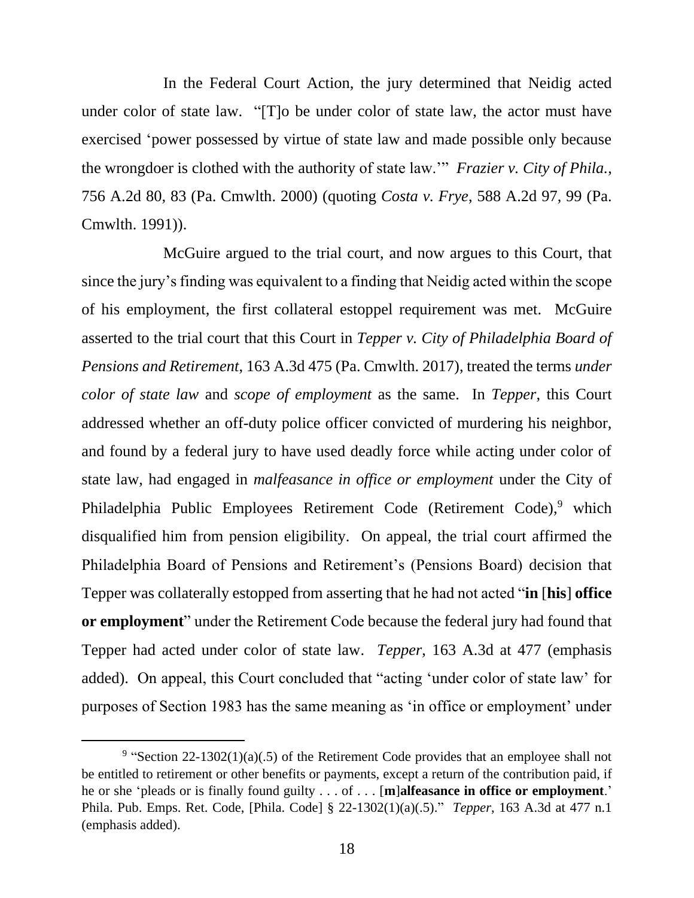In the Federal Court Action, the jury determined that Neidig acted under color of state law. "[T]o be under color of state law, the actor must have exercised 'power possessed by virtue of state law and made possible only because the wrongdoer is clothed with the authority of state law.'" *Frazier v. City of Phila.*, 756 A.2d 80, 83 (Pa. Cmwlth. 2000) (quoting *Costa v. Frye*, 588 A.2d 97, 99 (Pa. Cmwlth. 1991)).

McGuire argued to the trial court, and now argues to this Court, that since the jury's finding was equivalent to a finding that Neidig acted within the scope of his employment, the first collateral estoppel requirement was met. McGuire asserted to the trial court that this Court in *Tepper v. City of Philadelphia Board of Pensions and Retirement*, 163 A.3d 475 (Pa. Cmwlth. 2017), treated the terms *under color of state law* and *scope of employment* as the same. In *Tepper*, this Court addressed whether an off-duty police officer convicted of murdering his neighbor, and found by a federal jury to have used deadly force while acting under color of state law, had engaged in *malfeasance in office or employment* under the City of Philadelphia Public Employees Retirement Code (Retirement Code),[9] which disqualified him from pension eligibility. On appeal, the trial court affirmed the Philadelphia Board of Pensions and Retirement's (Pensions Board) decision that Tepper was collaterally estopped from asserting that he had not acted "**in** [**his**] **office or employment**" under the Retirement Code because the federal jury had found that Tepper had acted under color of state law. *Tepper*, 163 A.3d at 477 (emphasis added). On appeal, this Court concluded that "acting 'under color of state law' for purposes of Section 1983 has the same meaning as 'in office or employment' under

---

[9] "Section 22-1302(1)(a)(.5) of the Retirement Code provides that an employee shall not be entitled to retirement or other benefits or payments, except a return of the contribution paid, if he or she 'pleads or is finally found guilty . . . of . . . [**m**]**alfeasance in office or employment**.' Phila. Pub. Emps. Ret. Code, [Phila. Code] § 22-1302(1)(a)(.5)." *Tepper*, 163 A.3d at 477 n.1 (emphasis added).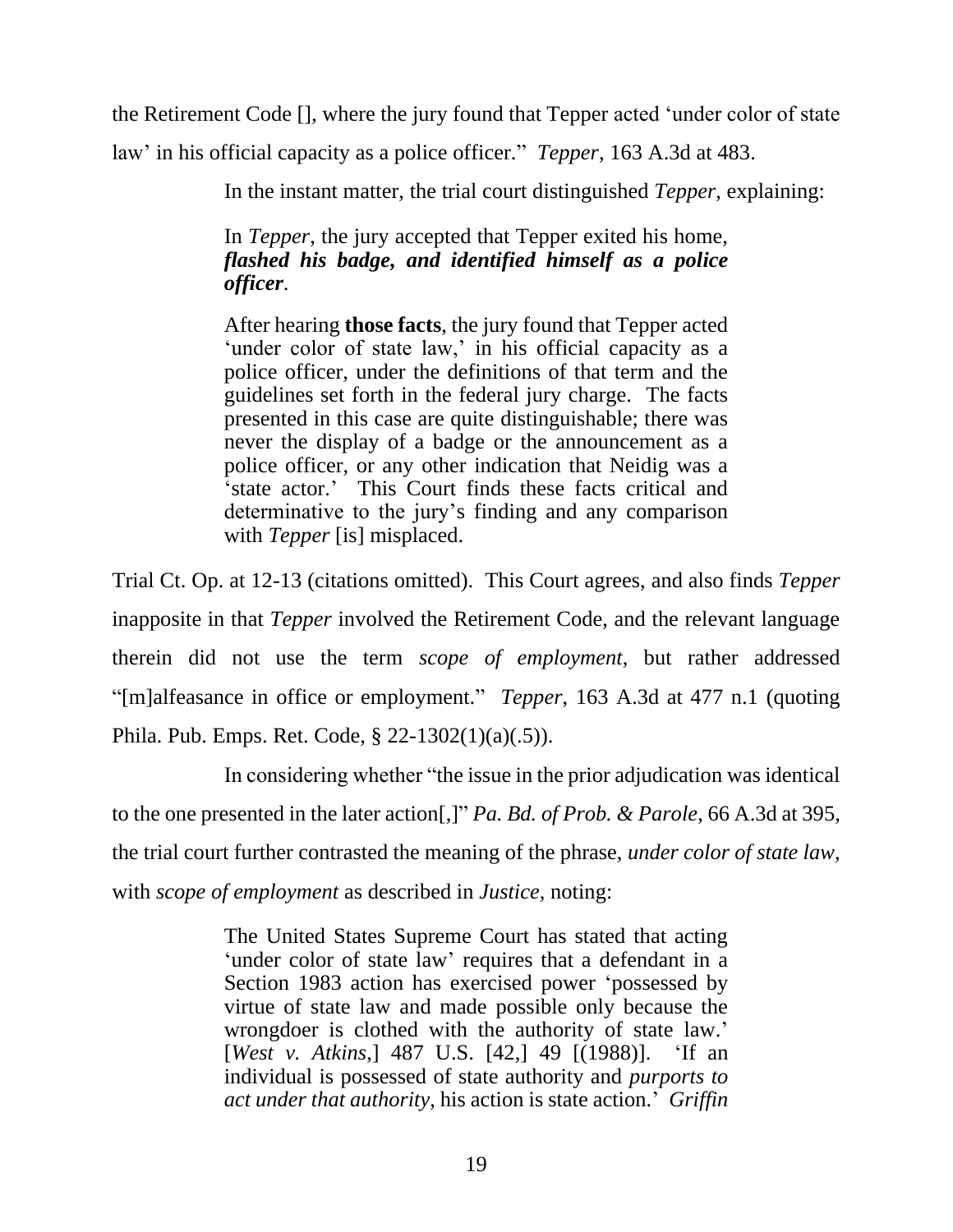the Retirement Code [], where the jury found that Tepper acted 'under color of state law' in his official capacity as a police officer." *Tepper*, 163 A.3d at 483.

In the instant matter, the trial court distinguished *Tepper*, explaining:

> In *Tepper*, the jury accepted that Tepper exited his home, ***flashed his badge, and identified himself as a police officer***.
>
> After hearing **those facts**, the jury found that Tepper acted 'under color of state law,' in his official capacity as a police officer, under the definitions of that term and the guidelines set forth in the federal jury charge. The facts presented in this case are quite distinguishable; there was never the display of a badge or the announcement as a police officer, or any other indication that Neidig was a 'state actor.' This Court finds these facts critical and determinative to the jury's finding and any comparison with *Tepper* [is] misplaced.

Trial Ct. Op. at 12-13 (citations omitted). This Court agrees, and also finds *Tepper* inapposite in that *Tepper* involved the Retirement Code, and the relevant language therein did not use the term *scope of employment*, but rather addressed "[m]alfeasance in office or employment." *Tepper*, 163 A.3d at 477 n.1 (quoting Phila. Pub. Emps. Ret. Code, § 22-1302(1)(a)(.5)).

In considering whether "the issue in the prior adjudication was identical to the one presented in the later action[,]" *Pa. Bd. of Prob. & Parole*, 66 A.3d at 395, the trial court further contrasted the meaning of the phrase, *under color of state law*, with *scope of employment* as described in *Justice*, noting:

> The United States Supreme Court has stated that acting 'under color of state law' requires that a defendant in a Section 1983 action has exercised power 'possessed by virtue of state law and made possible only because the wrongdoer is clothed with the authority of state law.' [*West v. Atkins*,] 487 U.S. [42,] 49 [(1988)]. 'If an individual is possessed of state authority and *purports to act under that authority*, his action is state action.' *Griffin*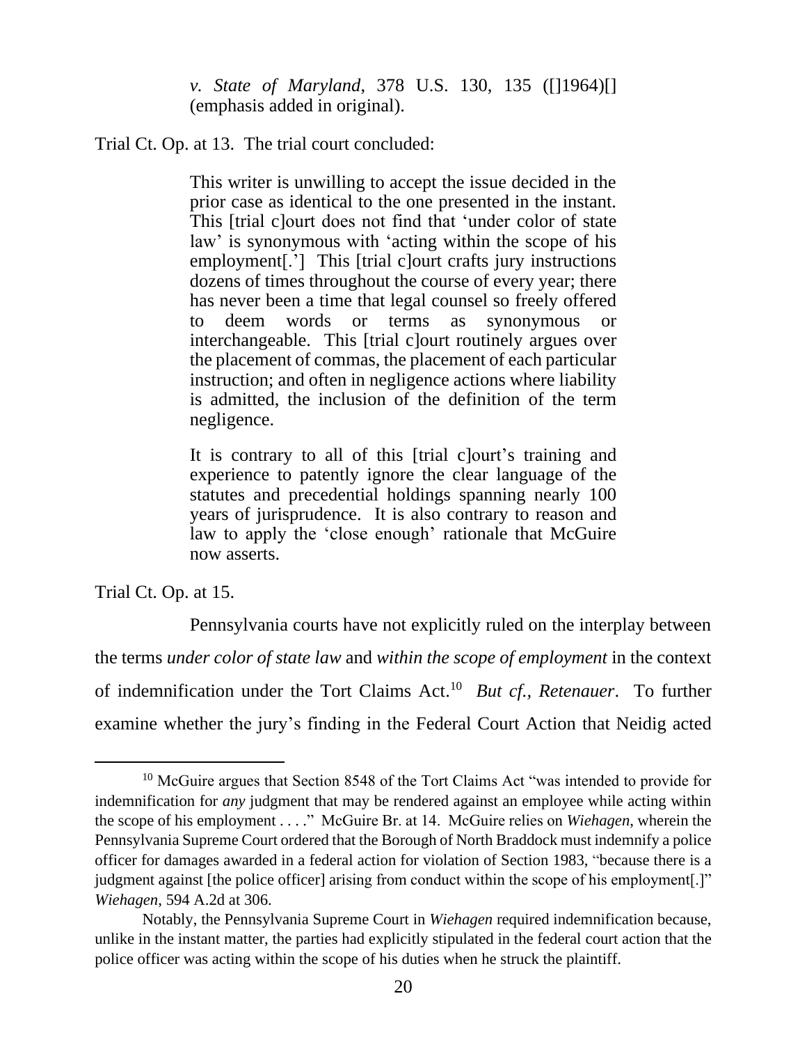> *v. State of Maryland*, 378 U.S. 130, 135 ([]1964)[] (emphasis added in original).

Trial Ct. Op. at 13. The trial court concluded:

> This writer is unwilling to accept the issue decided in the prior case as identical to the one presented in the instant. This [trial c]ourt does not find that 'under color of state law' is synonymous with 'acting within the scope of his employment[.'] This [trial c]ourt crafts jury instructions dozens of times throughout the course of every year; there has never been a time that legal counsel so freely offered to deem words or terms as synonymous or interchangeable. This [trial c]ourt routinely argues over the placement of commas, the placement of each particular instruction; and often in negligence actions where liability is admitted, the inclusion of the definition of the term negligence.
>
> It is contrary to all of this [trial c]ourt's training and experience to patently ignore the clear language of the statutes and precedential holdings spanning nearly 100 years of jurisprudence. It is also contrary to reason and law to apply the 'close enough' rationale that McGuire now asserts.

Trial Ct. Op. at 15.

Pennsylvania courts have not explicitly ruled on the interplay between the terms *under color of state law* and *within the scope of employment* in the context of indemnification under the Tort Claims Act.[10] *But cf., Retenauer*. To further examine whether the jury's finding in the Federal Court Action that Neidig acted

---

[10] McGuire argues that Section 8548 of the Tort Claims Act "was intended to provide for indemnification for *any* judgment that may be rendered against an employee while acting within the scope of his employment . . . ." McGuire Br. at 14. McGuire relies on *Wiehagen*, wherein the Pennsylvania Supreme Court ordered that the Borough of North Braddock must indemnify a police officer for damages awarded in a federal action for violation of Section 1983, "because there is a judgment against [the police officer] arising from conduct within the scope of his employment[.]" *Wiehagen*, 594 A.2d at 306.

Notably, the Pennsylvania Supreme Court in *Wiehagen* required indemnification because, unlike in the instant matter, the parties had explicitly stipulated in the federal court action that the police officer was acting within the scope of his duties when he struck the plaintiff.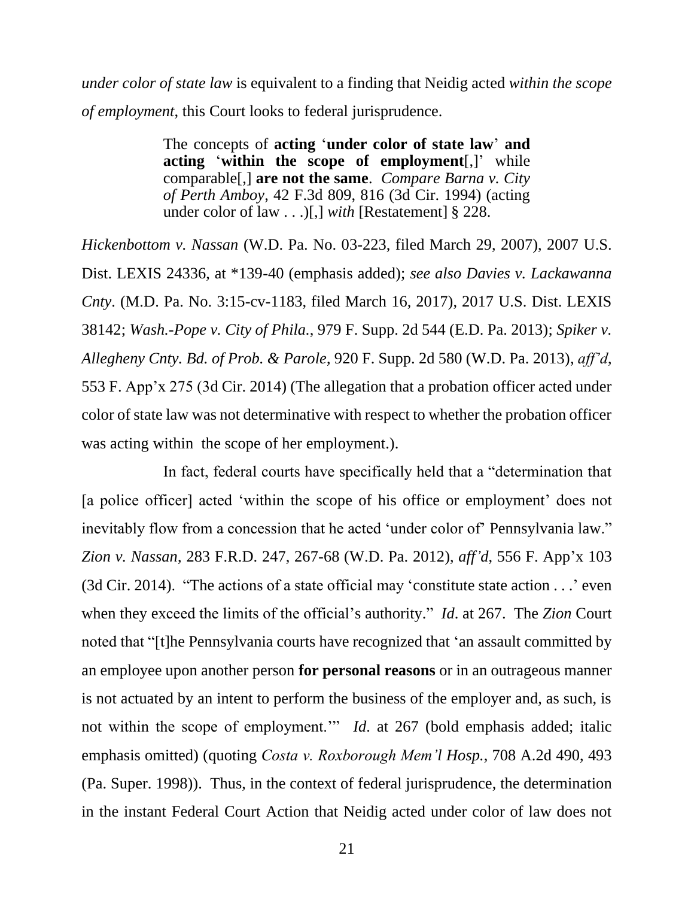*under color of state law* is equivalent to a finding that Neidig acted *within the scope of employment*, this Court looks to federal jurisprudence.

> The concepts of **acting** '**under color of state law**' **and acting** '**within the scope of employment**[,]' while comparable[,] **are not the same**. *Compare Barna v. City of Perth Amboy*, 42 F.3d 809, 816 (3d Cir. 1994) (acting under color of law . . .)[,] *with* [Restatement] § 228.

*Hickenbottom v. Nassan* (W.D. Pa. No. 03-223, filed March 29, 2007), 2007 U.S. Dist. LEXIS 24336, at *139-40 (emphasis added); *see also Davies v. Lackawanna Cnty*. (M.D. Pa. No. 3:15-cv-1183, filed March 16, 2017), 2017 U.S. Dist. LEXIS 38142; *Wash.-Pope v. City of Phila.*, 979 F. Supp. 2d 544 (E.D. Pa. 2013); *Spiker v. Allegheny Cnty. Bd. of Prob. & Parole*, 920 F. Supp. 2d 580 (W.D. Pa. 2013), *aff'd*, 553 F. App'x 275 (3d Cir. 2014) (The allegation that a probation officer acted under color of state law was not determinative with respect to whether the probation officer was acting within the scope of her employment.).

In fact, federal courts have specifically held that a "determination that [a police officer] acted 'within the scope of his office or employment' does not inevitably flow from a concession that he acted 'under color of' Pennsylvania law." *Zion v. Nassan*, 283 F.R.D. 247, 267-68 (W.D. Pa. 2012), *aff'd*, 556 F. App'x 103 (3d Cir. 2014). "The actions of a state official may 'constitute state action . . .' even when they exceed the limits of the official's authority." *Id*. at 267. The *Zion* Court noted that "[t]he Pennsylvania courts have recognized that 'an assault committed by an employee upon another person **for personal reasons** or in an outrageous manner is not actuated by an intent to perform the business of the employer and, as such, is not within the scope of employment.'" *Id*. at 267 (bold emphasis added; italic emphasis omitted) (quoting *Costa v. Roxborough Mem'l Hosp.*, 708 A.2d 490, 493 (Pa. Super. 1998)). Thus, in the context of federal jurisprudence, the determination in the instant Federal Court Action that Neidig acted under color of law does not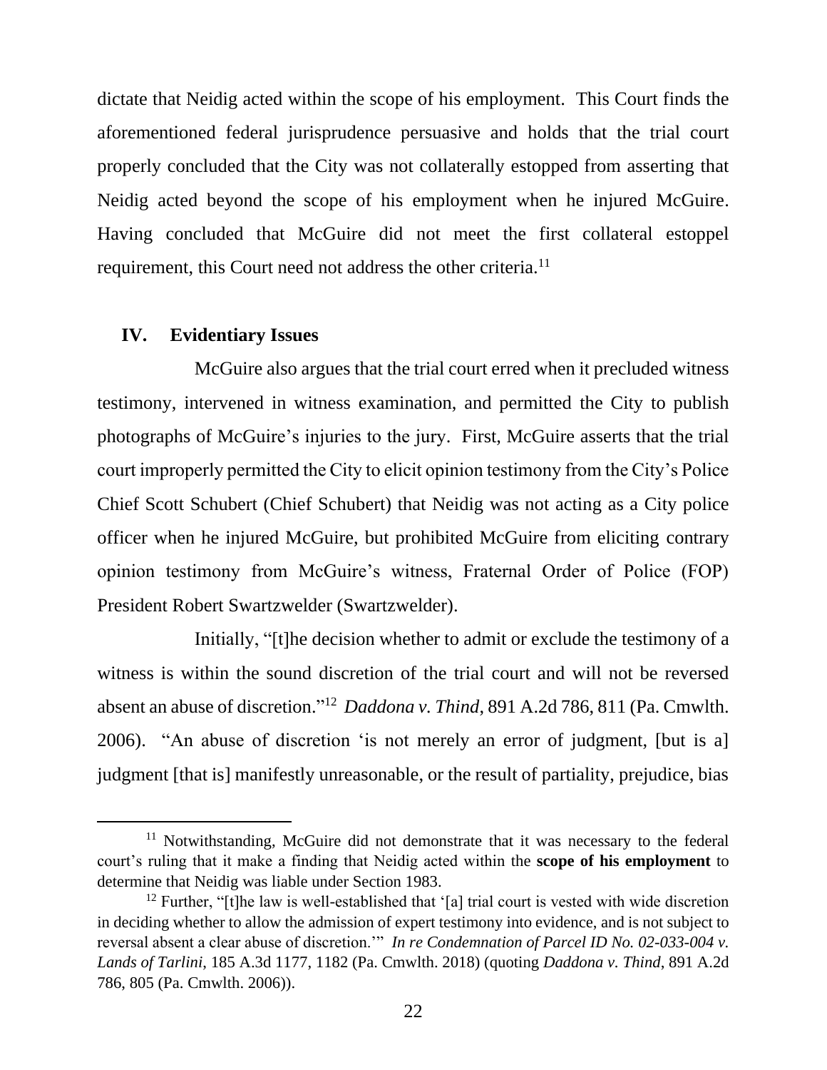dictate that Neidig acted within the scope of his employment. This Court finds the aforementioned federal jurisprudence persuasive and holds that the trial court properly concluded that the City was not collaterally estopped from asserting that Neidig acted beyond the scope of his employment when he injured McGuire. Having concluded that McGuire did not meet the first collateral estoppel requirement, this Court need not address the other criteria.[11]

## IV. Evidentiary Issues

McGuire also argues that the trial court erred when it precluded witness testimony, intervened in witness examination, and permitted the City to publish photographs of McGuire's injuries to the jury. First, McGuire asserts that the trial court improperly permitted the City to elicit opinion testimony from the City's Police Chief Scott Schubert (Chief Schubert) that Neidig was not acting as a City police officer when he injured McGuire, but prohibited McGuire from eliciting contrary opinion testimony from McGuire's witness, Fraternal Order of Police (FOP) President Robert Swartzwelder (Swartzwelder).

Initially, "[t]he decision whether to admit or exclude the testimony of a witness is within the sound discretion of the trial court and will not be reversed absent an abuse of discretion."[12] *Daddona v. Thind*, 891 A.2d 786, 811 (Pa. Cmwlth. 2006). "An abuse of discretion 'is not merely an error of judgment, [but is a] judgment [that is] manifestly unreasonable, or the result of partiality, prejudice, bias

---

[11] Notwithstanding, McGuire did not demonstrate that it was necessary to the federal court's ruling that it make a finding that Neidig acted within the **scope of his employment** to determine that Neidig was liable under Section 1983.

[12] Further, "[t]he law is well-established that '[a] trial court is vested with wide discretion in deciding whether to allow the admission of expert testimony into evidence, and is not subject to reversal absent a clear abuse of discretion.'" *In re Condemnation of Parcel ID No. 02-033-004 v. Lands of Tarlini*, 185 A.3d 1177, 1182 (Pa. Cmwlth. 2018) (quoting *Daddona v. Thind*, 891 A.2d 786, 805 (Pa. Cmwlth. 2006)).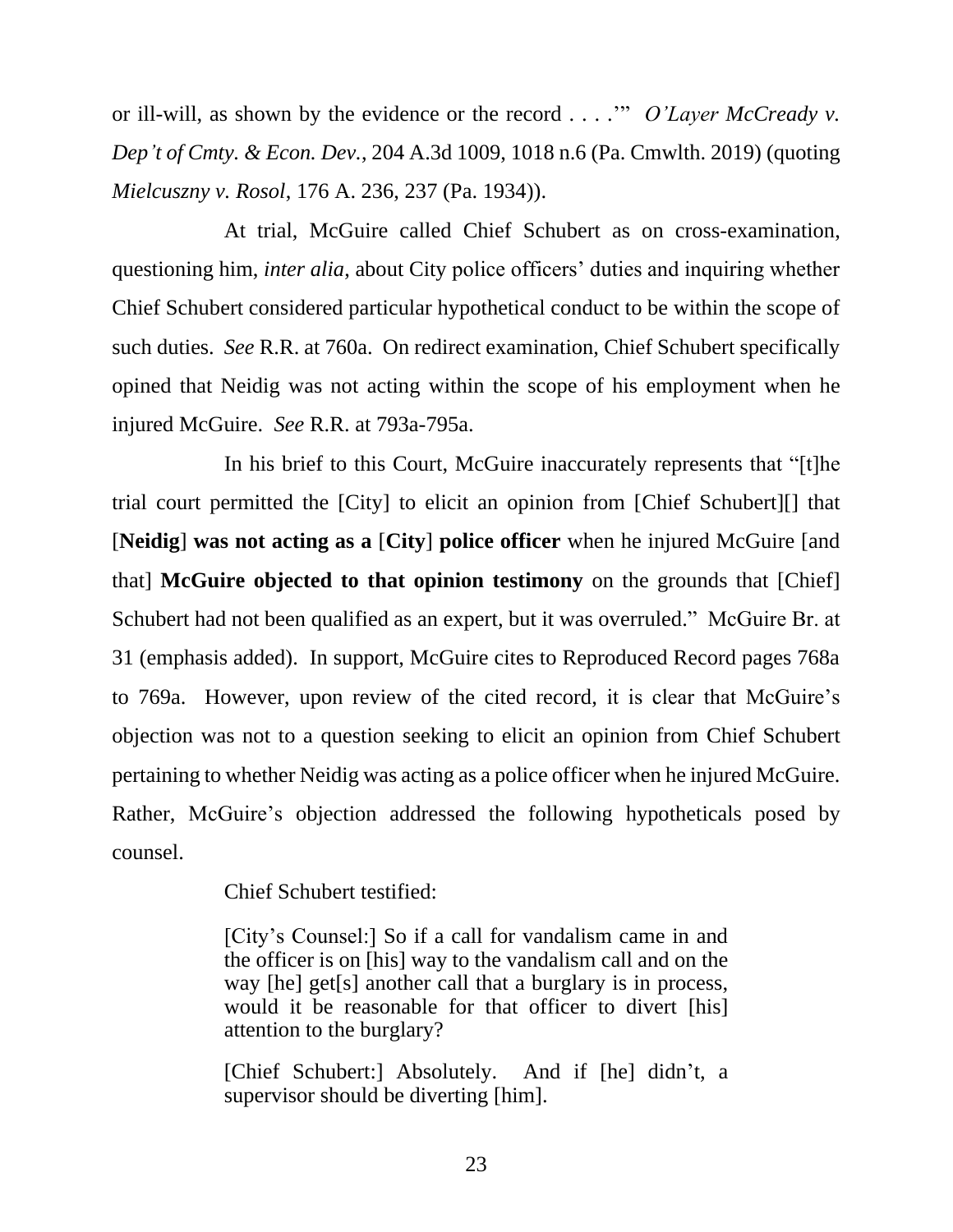or ill-will, as shown by the evidence or the record . . . .'" *O'Layer McCready v. Dep't of Cmty. & Econ. Dev.*, 204 A.3d 1009, 1018 n.6 (Pa. Cmwlth. 2019) (quoting *Mielcuszny v. Rosol*, 176 A. 236, 237 (Pa. 1934)).

At trial, McGuire called Chief Schubert as on cross-examination, questioning him, *inter alia,* about City police officers' duties and inquiring whether Chief Schubert considered particular hypothetical conduct to be within the scope of such duties. *See* R.R. at 760a. On redirect examination, Chief Schubert specifically opined that Neidig was not acting within the scope of his employment when he injured McGuire. *See* R.R. at 793a-795a.

In his brief to this Court, McGuire inaccurately represents that "[t]he trial court permitted the [City] to elicit an opinion from [Chief Schubert][] that [**Neidig**] **was not acting as a** [**City**] **police officer** when he injured McGuire [and that] **McGuire objected to that opinion testimony** on the grounds that [Chief] Schubert had not been qualified as an expert, but it was overruled." McGuire Br. at 31 (emphasis added). In support, McGuire cites to Reproduced Record pages 768a to 769a. However, upon review of the cited record, it is clear that McGuire's objection was not to a question seeking to elicit an opinion from Chief Schubert pertaining to whether Neidig was acting as a police officer when he injured McGuire. Rather, McGuire's objection addressed the following hypotheticals posed by counsel.

Chief Schubert testified:

> [City's Counsel:] So if a call for vandalism came in and the officer is on [his] way to the vandalism call and on the way [he] get[s] another call that a burglary is in process, would it be reasonable for that officer to divert [his] attention to the burglary?
>
> [Chief Schubert:] Absolutely. And if [he] didn't, a supervisor should be diverting [him].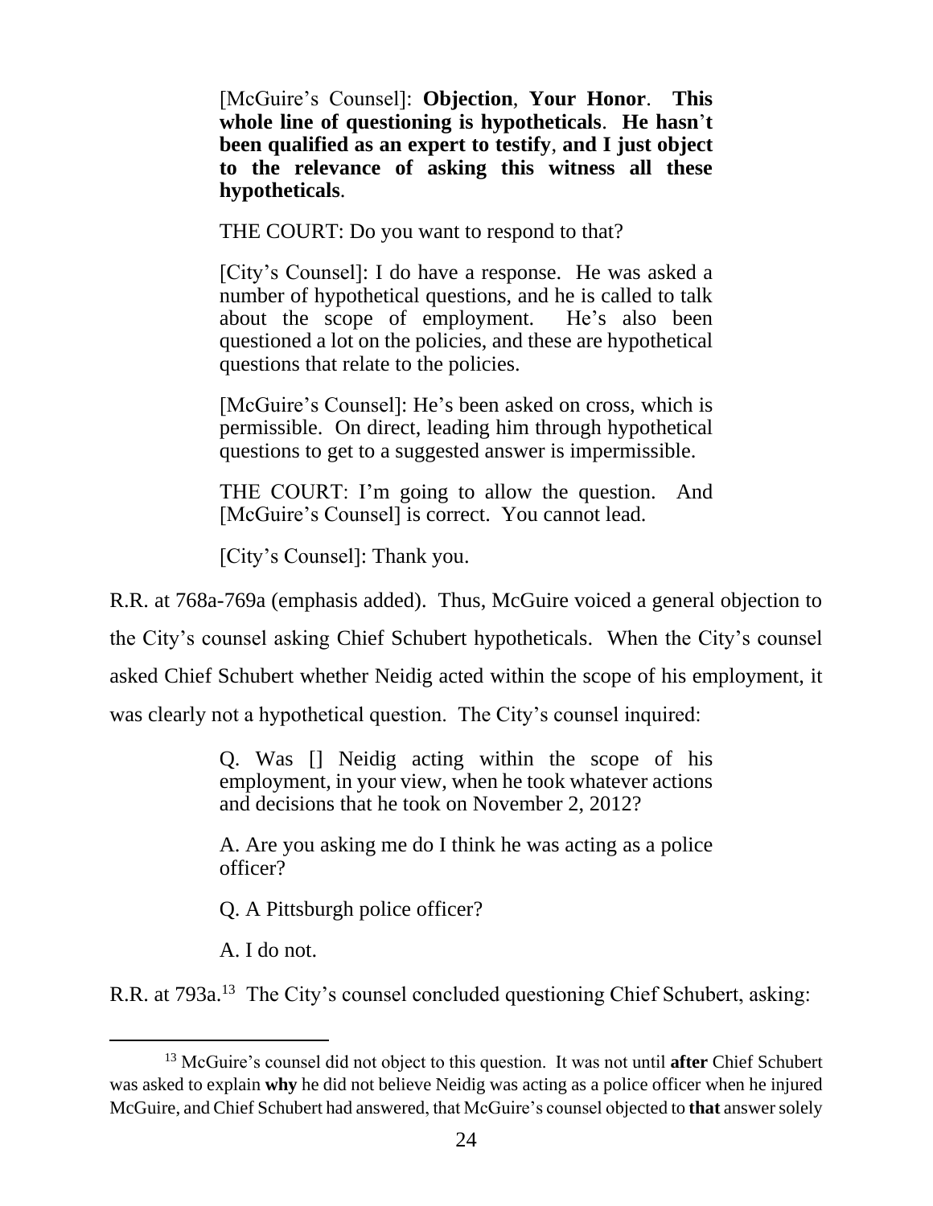> [McGuire's Counsel]: **Objection**, **Your Honor**. **This whole line of questioning is hypotheticals**. **He hasn't been qualified as an expert to testify**, **and I just object to the relevance of asking this witness all these hypotheticals**.
>
> THE COURT: Do you want to respond to that?
>
> [City's Counsel]: I do have a response. He was asked a number of hypothetical questions, and he is called to talk about the scope of employment. He's also been questioned a lot on the policies, and these are hypothetical questions that relate to the policies.
>
> [McGuire's Counsel]: He's been asked on cross, which is permissible. On direct, leading him through hypothetical questions to get to a suggested answer is impermissible.
>
> THE COURT: I'm going to allow the question. And [McGuire's Counsel] is correct. You cannot lead.
>
> [City's Counsel]: Thank you.

R.R. at 768a-769a (emphasis added). Thus, McGuire voiced a general objection to the City's counsel asking Chief Schubert hypotheticals. When the City's counsel asked Chief Schubert whether Neidig acted within the scope of his employment, it was clearly not a hypothetical question. The City's counsel inquired:

> Q. Was [] Neidig acting within the scope of his employment, in your view, when he took whatever actions and decisions that he took on November 2, 2012?
>
> A. Are you asking me do I think he was acting as a police officer?
>
> Q. A Pittsburgh police officer?
>
> A. I do not.

R.R. at 793a.[13] The City's counsel concluded questioning Chief Schubert, asking:

[13] McGuire's counsel did not object to this question. It was not until **after** Chief Schubert was asked to explain **why** he did not believe Neidig was acting as a police officer when he injured McGuire, and Chief Schubert had answered, that McGuire's counsel objected to **that** answer solely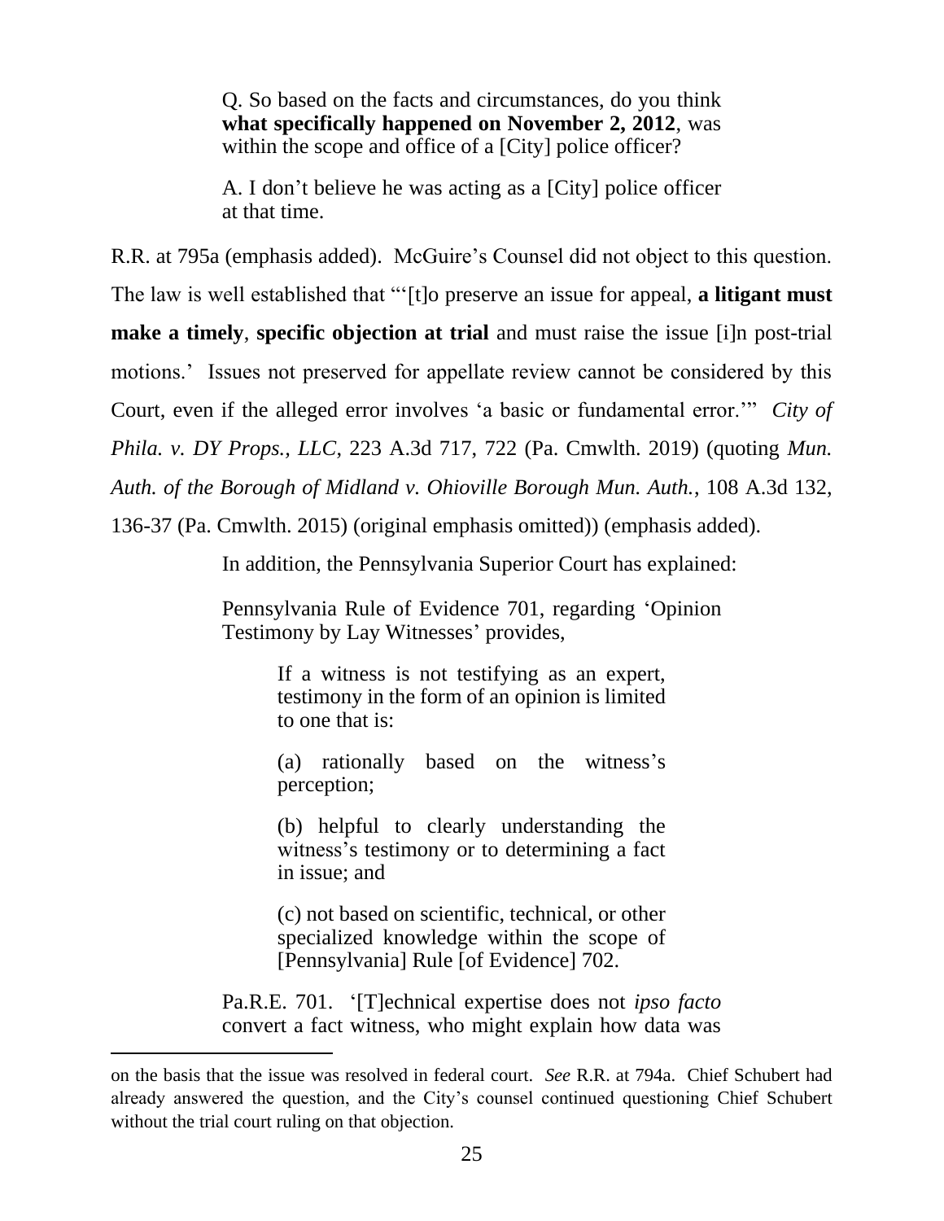> Q. So based on the facts and circumstances, do you think **what specifically happened on November 2, 2012**, was within the scope and office of a [City] police officer?
>
> A. I don't believe he was acting as a [City] police officer at that time.

R.R. at 795a (emphasis added). McGuire's Counsel did not object to this question. The law is well established that "'[t]o preserve an issue for appeal, **a litigant must make a timely**, **specific objection at trial** and must raise the issue [i]n post-trial motions.' Issues not preserved for appellate review cannot be considered by this Court, even if the alleged error involves 'a basic or fundamental error.'" *City of Phila. v. DY Props., LLC*, 223 A.3d 717, 722 (Pa. Cmwlth. 2019) (quoting *Mun. Auth. of the Borough of Midland v. Ohioville Borough Mun. Auth.*, 108 A.3d 132, 136-37 (Pa. Cmwlth. 2015) (original emphasis omitted)) (emphasis added).

In addition, the Pennsylvania Superior Court has explained:

> Pennsylvania Rule of Evidence 701, regarding 'Opinion Testimony by Lay Witnesses' provides,
>
>> If a witness is not testifying as an expert, testimony in the form of an opinion is limited to one that is:
>>
>> (a) rationally based on the witness's perception;
>>
>> (b) helpful to clearly understanding the witness's testimony or to determining a fact in issue; and
>>
>> (c) not based on scientific, technical, or other specialized knowledge within the scope of [Pennsylvania] Rule [of Evidence] 702.
>
> Pa.R.E. 701. '[T]echnical expertise does not *ipso facto* convert a fact witness, who might explain how data was

---

on the basis that the issue was resolved in federal court. *See* R.R. at 794a. Chief Schubert had already answered the question, and the City's counsel continued questioning Chief Schubert without the trial court ruling on that objection.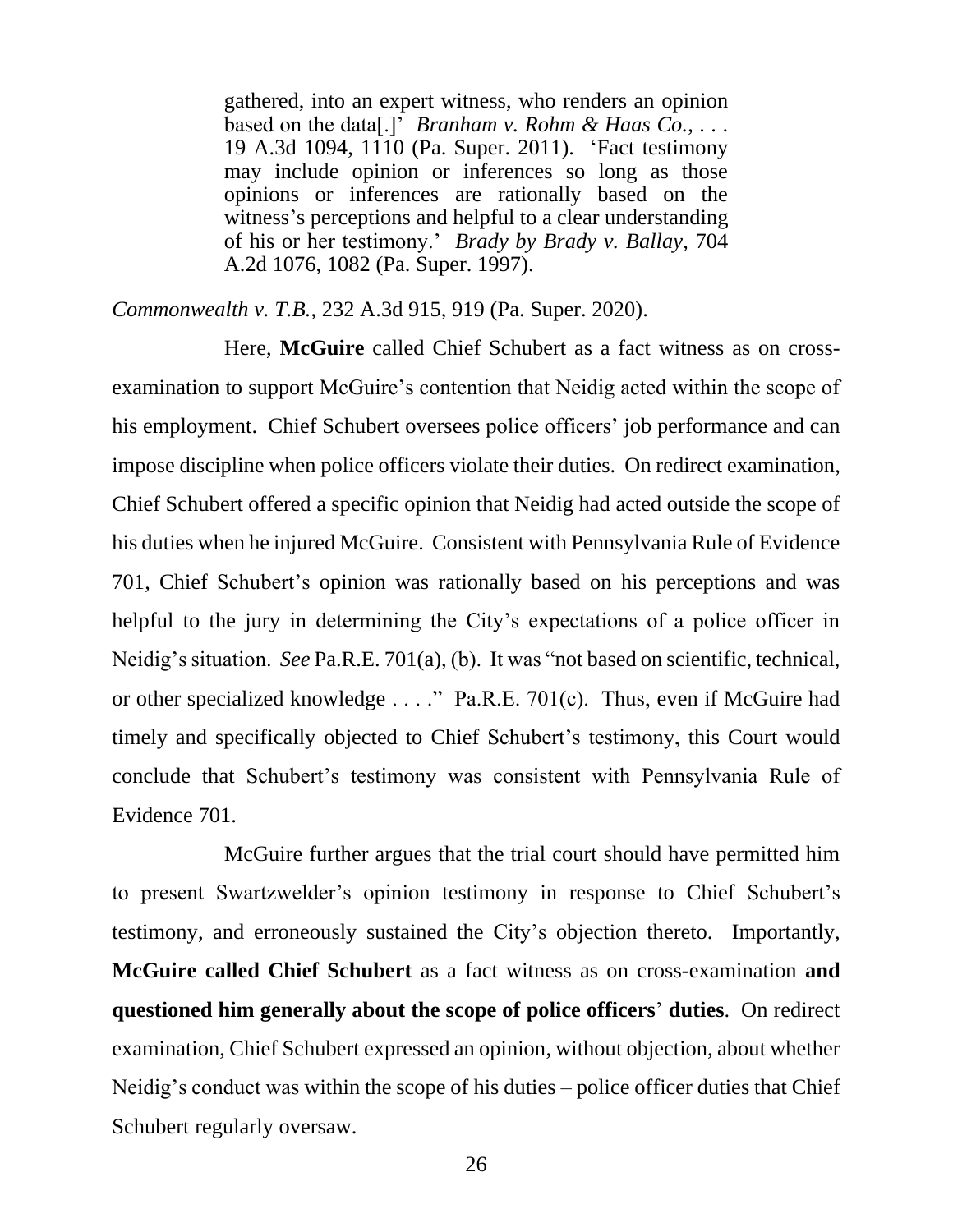> gathered, into an expert witness, who renders an opinion based on the data[.]' *Branham v. Rohm & Haas Co.*, . . . 19 A.3d 1094, 1110 (Pa. Super. 2011). 'Fact testimony may include opinion or inferences so long as those opinions or inferences are rationally based on the witness's perceptions and helpful to a clear understanding of his or her testimony.' *Brady by Brady v. Ballay*, 704 A.2d 1076, 1082 (Pa. Super. 1997).

*Commonwealth v. T.B.*, 232 A.3d 915, 919 (Pa. Super. 2020).

Here, **McGuire** called Chief Schubert as a fact witness as on cross-examination to support McGuire's contention that Neidig acted within the scope of his employment. Chief Schubert oversees police officers' job performance and can impose discipline when police officers violate their duties. On redirect examination, Chief Schubert offered a specific opinion that Neidig had acted outside the scope of his duties when he injured McGuire. Consistent with Pennsylvania Rule of Evidence 701, Chief Schubert's opinion was rationally based on his perceptions and was helpful to the jury in determining the City's expectations of a police officer in Neidig's situation. *See* Pa.R.E. 701(a), (b). It was "not based on scientific, technical, or other specialized knowledge . . . ." Pa.R.E. 701(c). Thus, even if McGuire had timely and specifically objected to Chief Schubert's testimony, this Court would conclude that Schubert's testimony was consistent with Pennsylvania Rule of Evidence 701.

McGuire further argues that the trial court should have permitted him to present Swartzwelder's opinion testimony in response to Chief Schubert's testimony, and erroneously sustained the City's objection thereto. Importantly, **McGuire called Chief Schubert** as a fact witness as on cross-examination **and questioned him generally about the scope of police officers' duties**. On redirect examination, Chief Schubert expressed an opinion, without objection, about whether Neidig's conduct was within the scope of his duties – police officer duties that Chief Schubert regularly oversaw.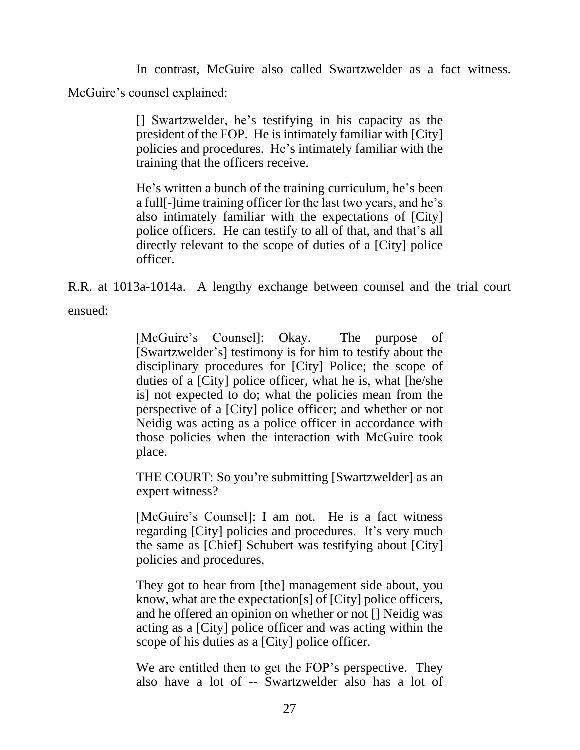In contrast, McGuire also called Swartzwelder as a fact witness. McGuire's counsel explained:

> [] Swartzwelder, he's testifying in his capacity as the president of the FOP. He is intimately familiar with [City] policies and procedures. He's intimately familiar with the training that the officers receive.
>
> He's written a bunch of the training curriculum, he's been a full[-]time training officer for the last two years, and he's also intimately familiar with the expectations of [City] police officers. He can testify to all of that, and that's all directly relevant to the scope of duties of a [City] police officer.

R.R. at 1013a-1014a. A lengthy exchange between counsel and the trial court ensued:

> [McGuire's Counsel]: Okay. The purpose of [Swartzwelder's] testimony is for him to testify about the disciplinary procedures for [City] Police; the scope of duties of a [City] police officer, what he is, what [he/she is] not expected to do; what the policies mean from the perspective of a [City] police officer; and whether or not Neidig was acting as a police officer in accordance with those policies when the interaction with McGuire took place.
>
> THE COURT: So you're submitting [Swartzwelder] as an expert witness?
>
> [McGuire's Counsel]: I am not. He is a fact witness regarding [City] policies and procedures. It's very much the same as [Chief] Schubert was testifying about [City] policies and procedures.
>
> They got to hear from [the] management side about, you know, what are the expectation[s] of [City] police officers, and he offered an opinion on whether or not [] Neidig was acting as a [City] police officer and was acting within the scope of his duties as a [City] police officer.
>
> We are entitled then to get the FOP's perspective. They also have a lot of -- Swartzwelder also has a lot of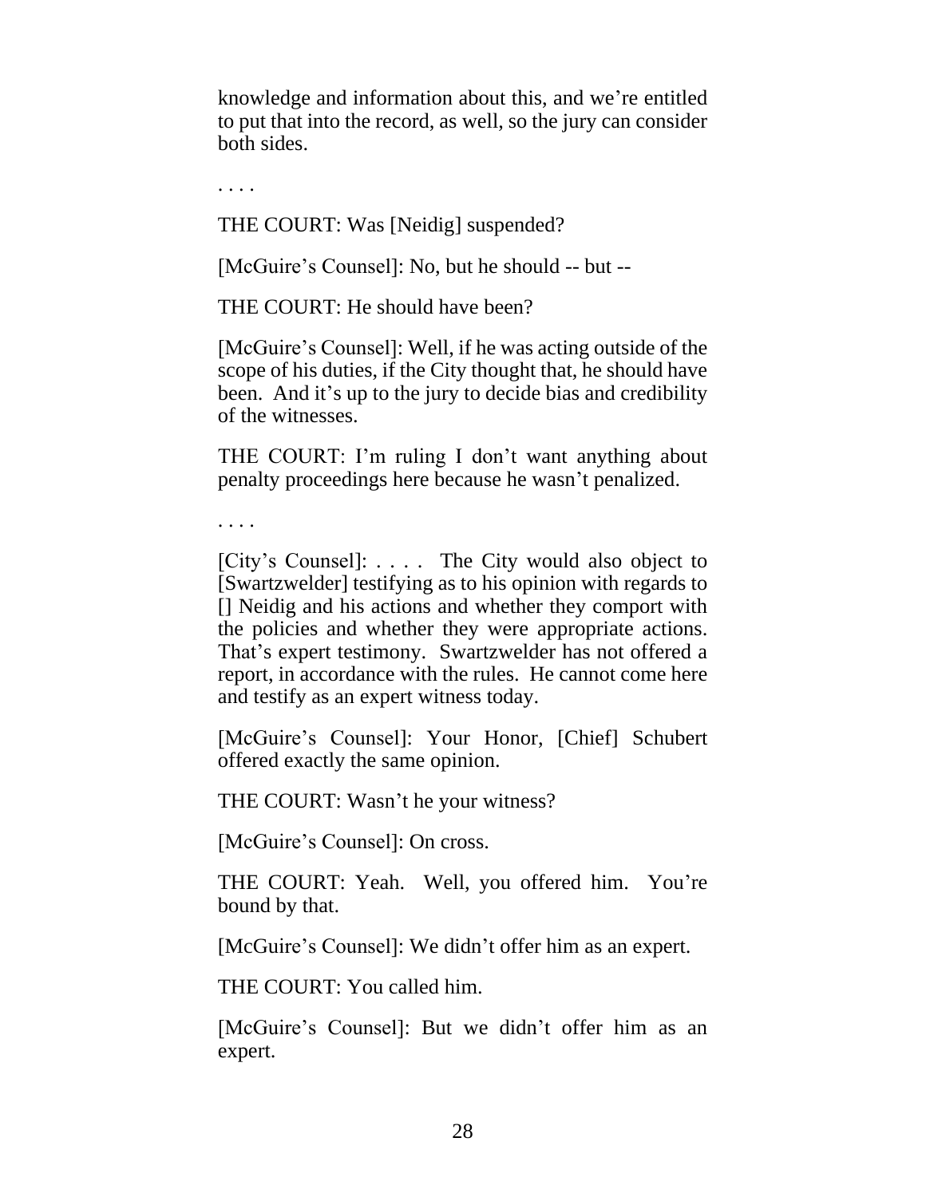knowledge and information about this, and we're entitled to put that into the record, as well, so the jury can consider both sides.

. . . .

THE COURT: Was [Neidig] suspended?

[McGuire's Counsel]: No, but he should -- but --

THE COURT: He should have been?

[McGuire's Counsel]: Well, if he was acting outside of the scope of his duties, if the City thought that, he should have been. And it's up to the jury to decide bias and credibility of the witnesses.

THE COURT: I'm ruling I don't want anything about penalty proceedings here because he wasn't penalized.

. . . .

[City's Counsel]: . . . . The City would also object to [Swartzwelder] testifying as to his opinion with regards to [] Neidig and his actions and whether they comport with the policies and whether they were appropriate actions. That's expert testimony. Swartzwelder has not offered a report, in accordance with the rules. He cannot come here and testify as an expert witness today.

[McGuire's Counsel]: Your Honor, [Chief] Schubert offered exactly the same opinion.

THE COURT: Wasn't he your witness?

[McGuire's Counsel]: On cross.

THE COURT: Yeah. Well, you offered him. You're bound by that.

[McGuire's Counsel]: We didn't offer him as an expert.

THE COURT: You called him.

[McGuire's Counsel]: But we didn't offer him as an expert.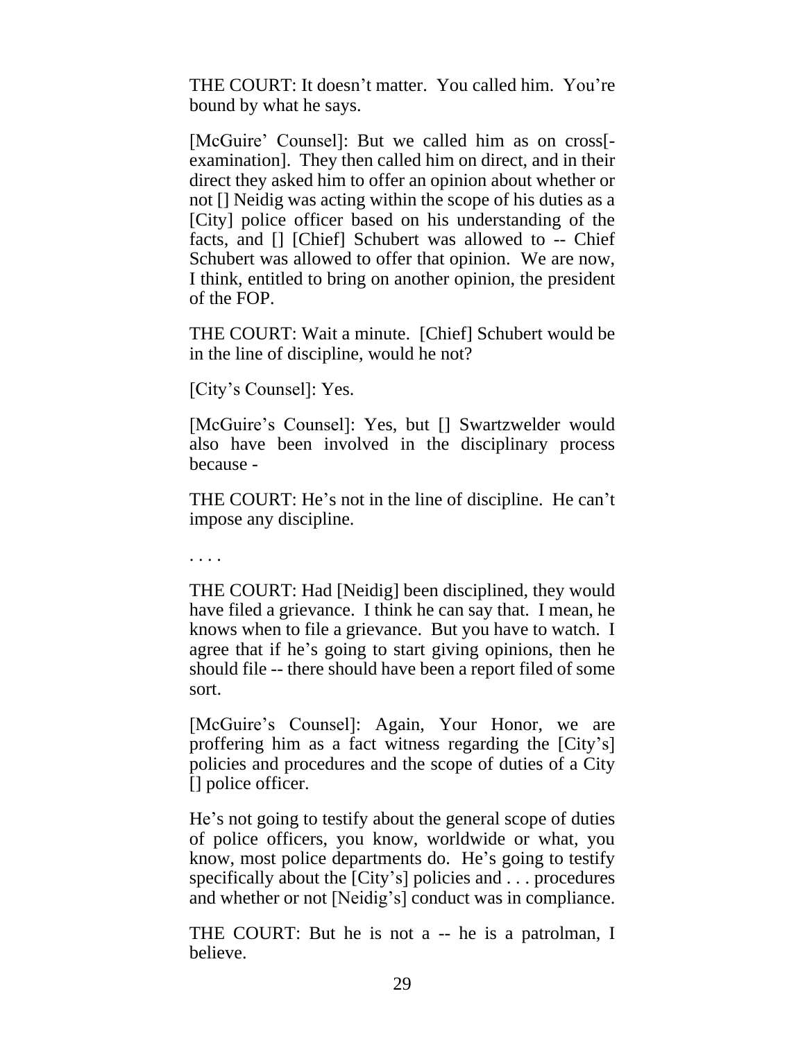THE COURT: It doesn't matter. You called him. You're bound by what he says.

[McGuire' Counsel]: But we called him as on cross[-examination]. They then called him on direct, and in their direct they asked him to offer an opinion about whether or not [] Neidig was acting within the scope of his duties as a [City] police officer based on his understanding of the facts, and [] [Chief] Schubert was allowed to -- Chief Schubert was allowed to offer that opinion. We are now, I think, entitled to bring on another opinion, the president of the FOP.

THE COURT: Wait a minute. [Chief] Schubert would be in the line of discipline, would he not?

[City's Counsel]: Yes.

[McGuire's Counsel]: Yes, but [] Swartzwelder would also have been involved in the disciplinary process because -

THE COURT: He's not in the line of discipline. He can't impose any discipline.

. . . .

THE COURT: Had [Neidig] been disciplined, they would have filed a grievance. I think he can say that. I mean, he knows when to file a grievance. But you have to watch. I agree that if he's going to start giving opinions, then he should file -- there should have been a report filed of some sort.

[McGuire's Counsel]: Again, Your Honor, we are proffering him as a fact witness regarding the [City's] policies and procedures and the scope of duties of a City [] police officer.

He's not going to testify about the general scope of duties of police officers, you know, worldwide or what, you know, most police departments do. He's going to testify specifically about the [City's] policies and . . . procedures and whether or not [Neidig's] conduct was in compliance.

THE COURT: But he is not a -- he is a patrolman, I believe.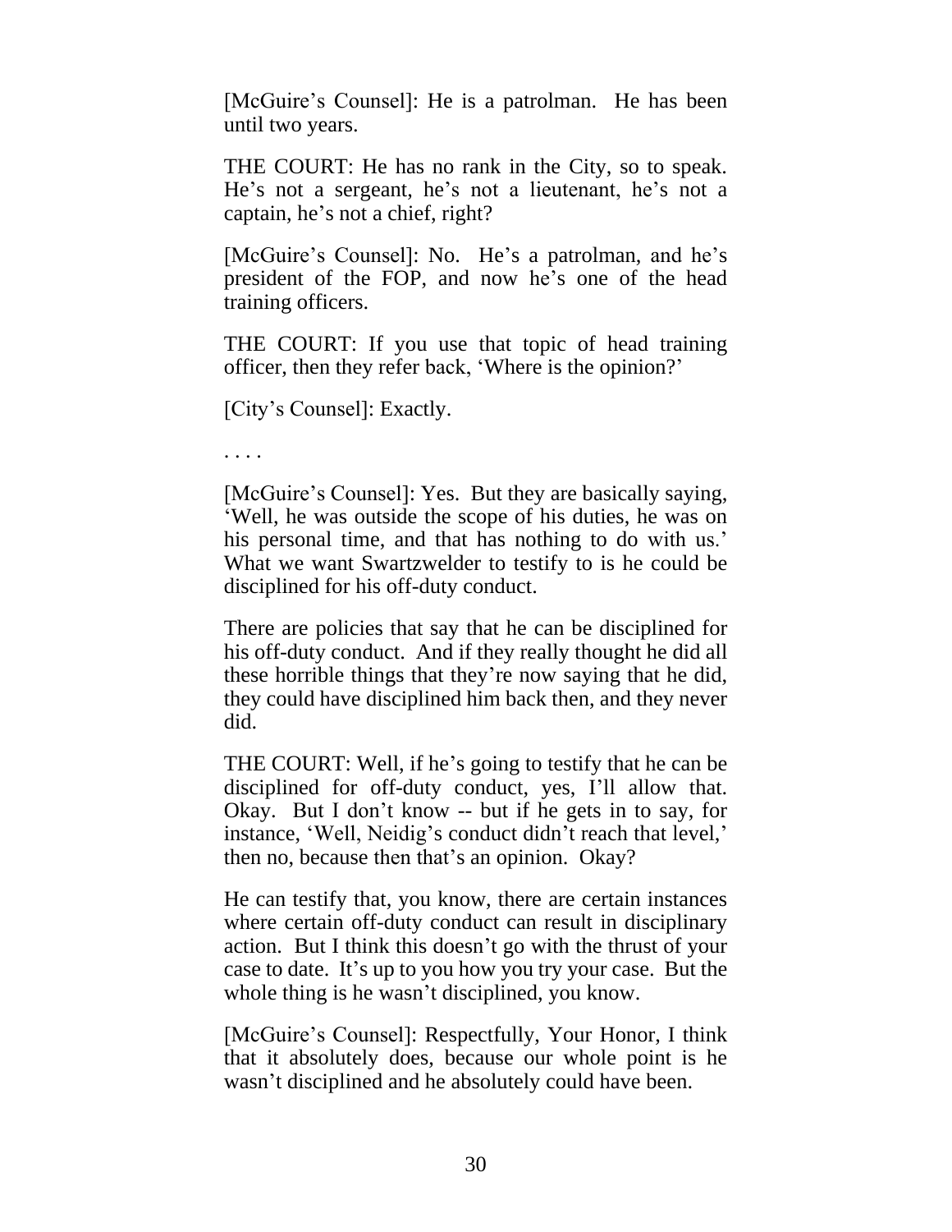[McGuire's Counsel]: He is a patrolman. He has been until two years.

THE COURT: He has no rank in the City, so to speak. He's not a sergeant, he's not a lieutenant, he's not a captain, he's not a chief, right?

[McGuire's Counsel]: No. He's a patrolman, and he's president of the FOP, and now he's one of the head training officers.

THE COURT: If you use that topic of head training officer, then they refer back, 'Where is the opinion?'

[City's Counsel]: Exactly.

. . . .

[McGuire's Counsel]: Yes. But they are basically saying, 'Well, he was outside the scope of his duties, he was on his personal time, and that has nothing to do with us.' What we want Swartzwelder to testify to is he could be disciplined for his off-duty conduct.

There are policies that say that he can be disciplined for his off-duty conduct. And if they really thought he did all these horrible things that they're now saying that he did, they could have disciplined him back then, and they never did.

THE COURT: Well, if he's going to testify that he can be disciplined for off-duty conduct, yes, I'll allow that. Okay. But I don't know -- but if he gets in to say, for instance, 'Well, Neidig's conduct didn't reach that level,' then no, because then that's an opinion. Okay?

He can testify that, you know, there are certain instances where certain off-duty conduct can result in disciplinary action. But I think this doesn't go with the thrust of your case to date. It's up to you how you try your case. But the whole thing is he wasn't disciplined, you know.

[McGuire's Counsel]: Respectfully, Your Honor, I think that it absolutely does, because our whole point is he wasn't disciplined and he absolutely could have been.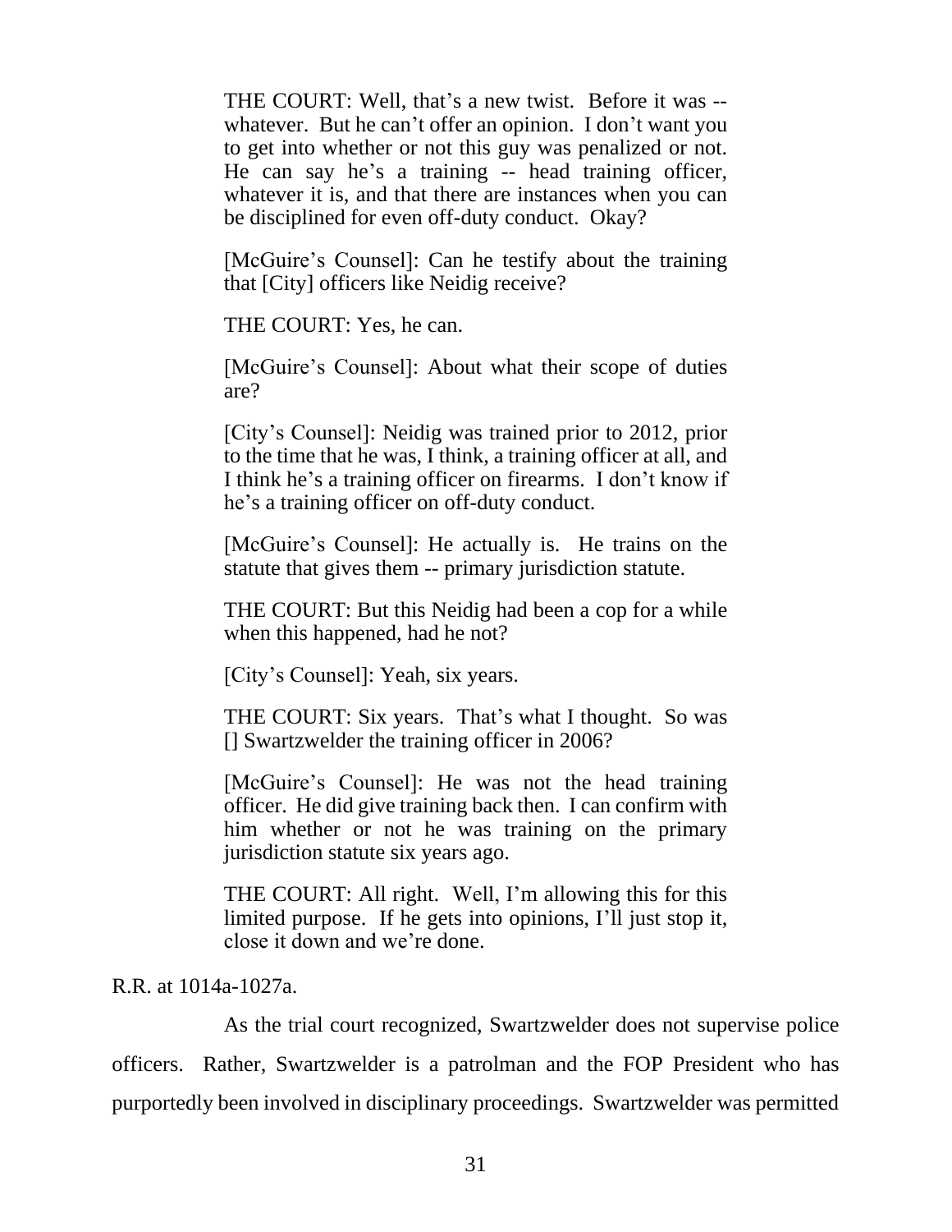> THE COURT: Well, that's a new twist. Before it was -- whatever. But he can't offer an opinion. I don't want you to get into whether or not this guy was penalized or not. He can say he's a training -- head training officer, whatever it is, and that there are instances when you can be disciplined for even off-duty conduct. Okay?
>
> [McGuire's Counsel]: Can he testify about the training that [City] officers like Neidig receive?
>
> THE COURT: Yes, he can.
>
> [McGuire's Counsel]: About what their scope of duties are?
>
> [City's Counsel]: Neidig was trained prior to 2012, prior to the time that he was, I think, a training officer at all, and I think he's a training officer on firearms. I don't know if he's a training officer on off-duty conduct.
>
> [McGuire's Counsel]: He actually is. He trains on the statute that gives them -- primary jurisdiction statute.
>
> THE COURT: But this Neidig had been a cop for a while when this happened, had he not?
>
> [City's Counsel]: Yeah, six years.
>
> THE COURT: Six years. That's what I thought. So was [] Swartzwelder the training officer in 2006?
>
> [McGuire's Counsel]: He was not the head training officer. He did give training back then. I can confirm with him whether or not he was training on the primary jurisdiction statute six years ago.
>
> THE COURT: All right. Well, I'm allowing this for this limited purpose. If he gets into opinions, I'll just stop it, close it down and we're done.

R.R. at 1014a-1027a.

As the trial court recognized, Swartzwelder does not supervise police officers. Rather, Swartzwelder is a patrolman and the FOP President who has purportedly been involved in disciplinary proceedings. Swartzwelder was permitted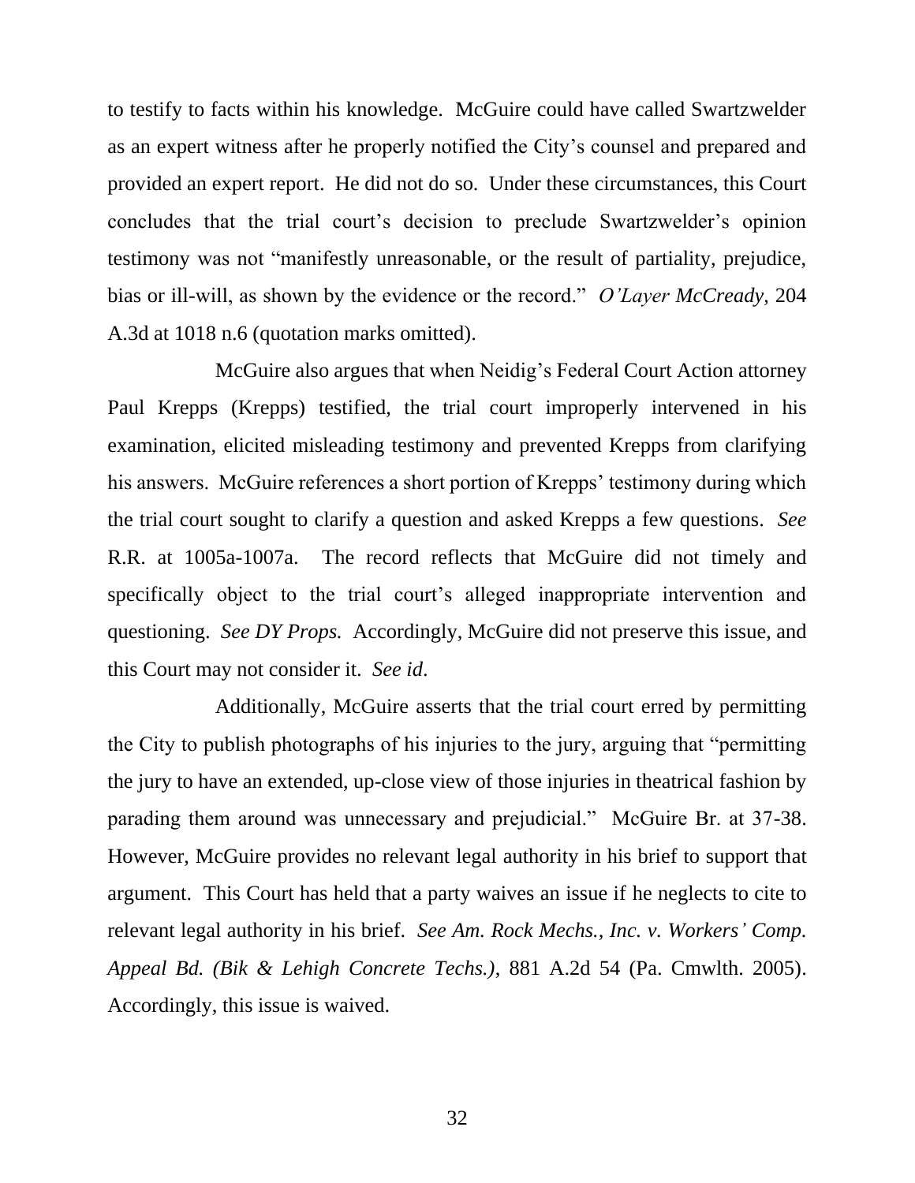to testify to facts within his knowledge. McGuire could have called Swartzwelder as an expert witness after he properly notified the City's counsel and prepared and provided an expert report. He did not do so. Under these circumstances, this Court concludes that the trial court's decision to preclude Swartzwelder's opinion testimony was not "manifestly unreasonable, or the result of partiality, prejudice, bias or ill-will, as shown by the evidence or the record." *O'Layer McCready*, 204 A.3d at 1018 n.6 (quotation marks omitted).

McGuire also argues that when Neidig's Federal Court Action attorney Paul Krepps (Krepps) testified, the trial court improperly intervened in his examination, elicited misleading testimony and prevented Krepps from clarifying his answers. McGuire references a short portion of Krepps' testimony during which the trial court sought to clarify a question and asked Krepps a few questions. *See* R.R. at 1005a-1007a. The record reflects that McGuire did not timely and specifically object to the trial court's alleged inappropriate intervention and questioning. *See DY Props.* Accordingly, McGuire did not preserve this issue, and this Court may not consider it. *See id*.

Additionally, McGuire asserts that the trial court erred by permitting the City to publish photographs of his injuries to the jury, arguing that "permitting the jury to have an extended, up-close view of those injuries in theatrical fashion by parading them around was unnecessary and prejudicial." McGuire Br. at 37-38. However, McGuire provides no relevant legal authority in his brief to support that argument. This Court has held that a party waives an issue if he neglects to cite to relevant legal authority in his brief. *See Am. Rock Mechs., Inc. v. Workers' Comp. Appeal Bd. (Bik & Lehigh Concrete Techs.)*, 881 A.2d 54 (Pa. Cmwlth. 2005). Accordingly, this issue is waived.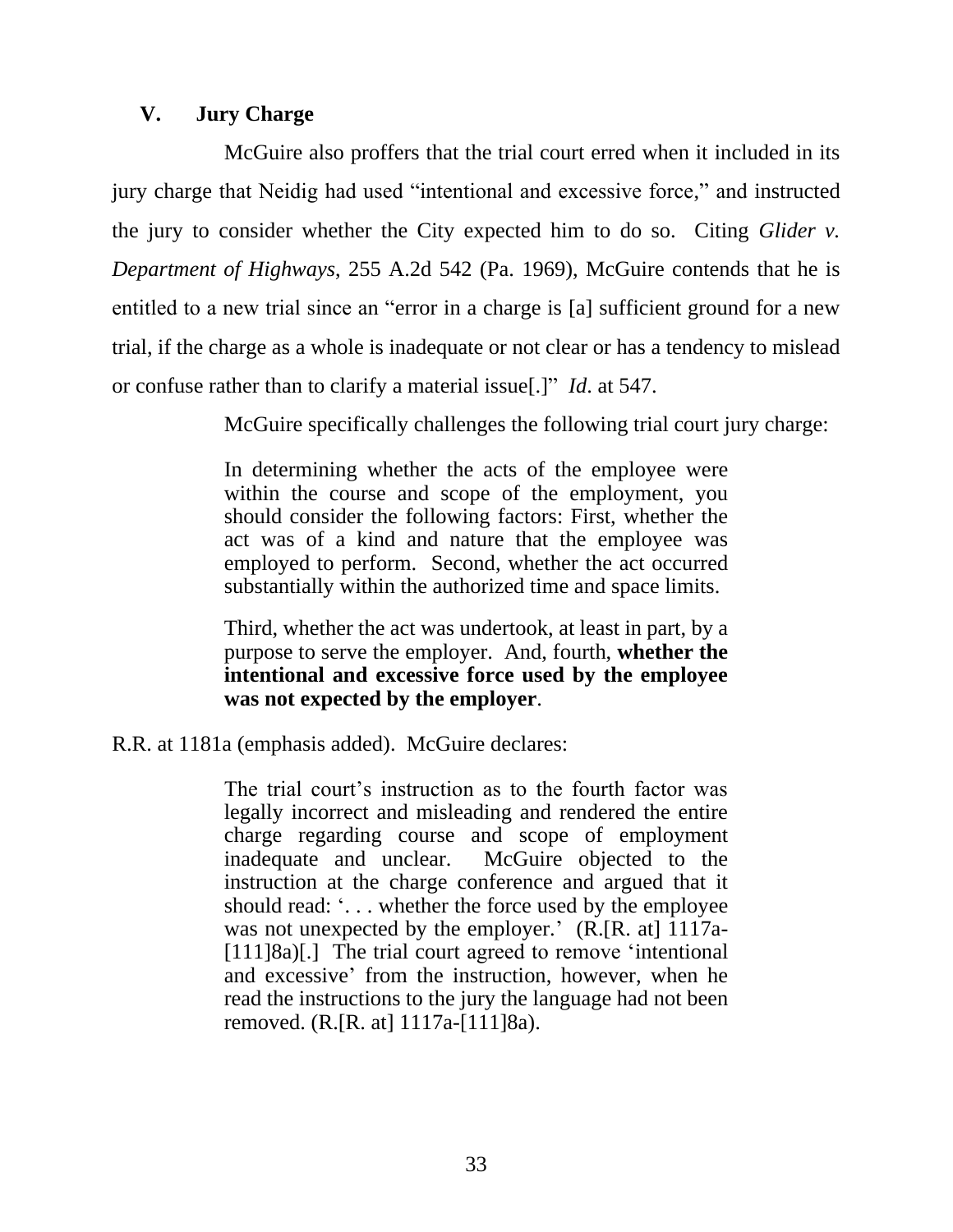## V. Jury Charge

McGuire also proffers that the trial court erred when it included in its jury charge that Neidig had used "intentional and excessive force," and instructed the jury to consider whether the City expected him to do so. Citing *Glider v. Department of Highways*, 255 A.2d 542 (Pa. 1969), McGuire contends that he is entitled to a new trial since an "error in a charge is [a] sufficient ground for a new trial, if the charge as a whole is inadequate or not clear or has a tendency to mislead or confuse rather than to clarify a material issue[.]" *Id*. at 547.

McGuire specifically challenges the following trial court jury charge:

> In determining whether the acts of the employee were within the course and scope of the employment, you should consider the following factors: First, whether the act was of a kind and nature that the employee was employed to perform. Second, whether the act occurred substantially within the authorized time and space limits.
>
> Third, whether the act was undertook, at least in part, by a purpose to serve the employer. And, fourth, **whether the intentional and excessive force used by the employee was not expected by the employer**.

R.R. at 1181a (emphasis added). McGuire declares:

> The trial court's instruction as to the fourth factor was legally incorrect and misleading and rendered the entire charge regarding course and scope of employment inadequate and unclear. McGuire objected to the instruction at the charge conference and argued that it should read: '. . . whether the force used by the employee was not unexpected by the employer.' (R.[R. at] 1117a-[111]8a)[.] The trial court agreed to remove 'intentional and excessive' from the instruction, however, when he read the instructions to the jury the language had not been removed. (R.[R. at] 1117a-[111]8a).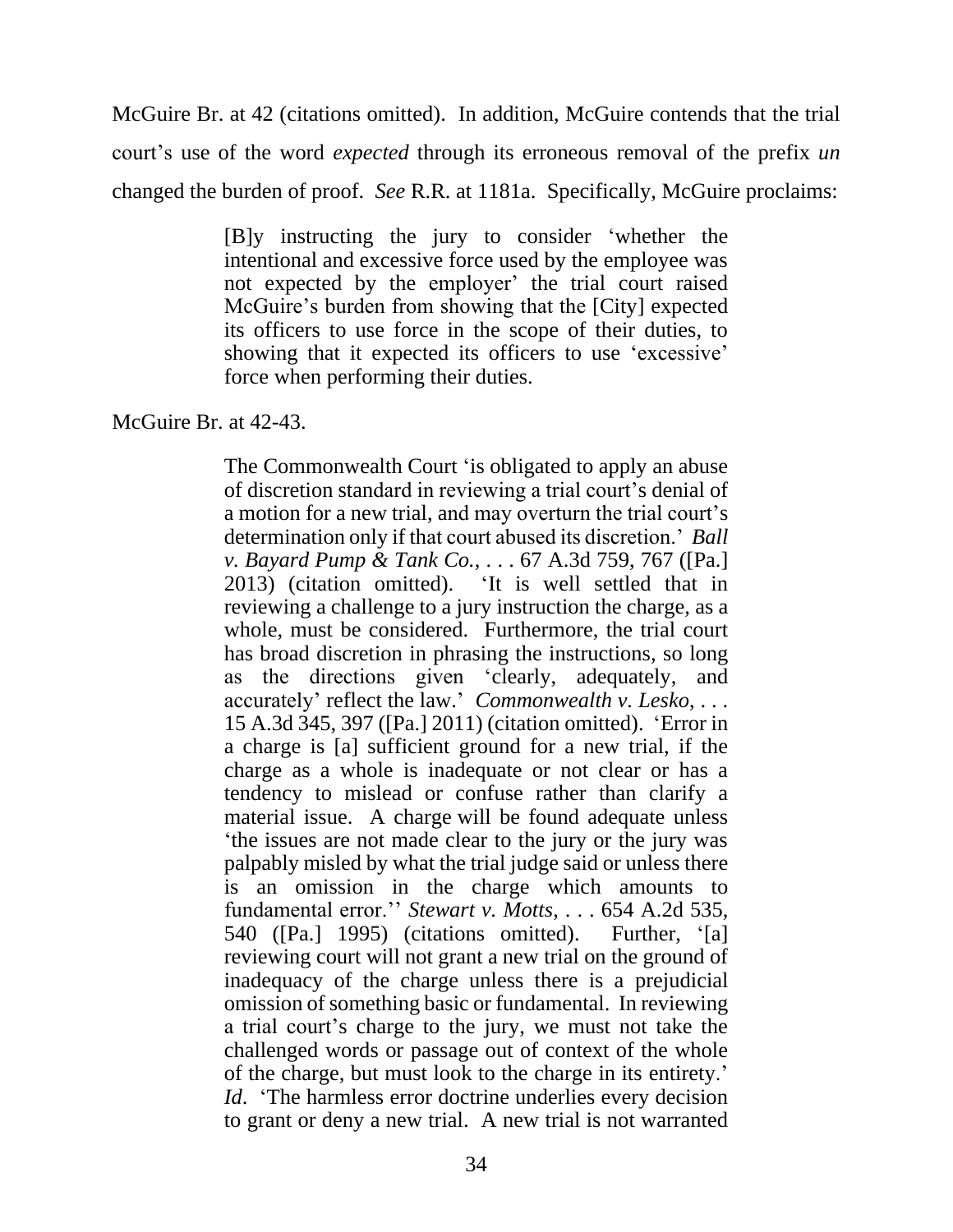McGuire Br. at 42 (citations omitted). In addition, McGuire contends that the trial court's use of the word *expected* through its erroneous removal of the prefix *un* changed the burden of proof. *See* R.R. at 1181a. Specifically, McGuire proclaims:

> [B]y instructing the jury to consider 'whether the intentional and excessive force used by the employee was not expected by the employer' the trial court raised McGuire's burden from showing that the [City] expected its officers to use force in the scope of their duties, to showing that it expected its officers to use 'excessive' force when performing their duties.

McGuire Br. at 42-43.

> The Commonwealth Court 'is obligated to apply an abuse of discretion standard in reviewing a trial court's denial of a motion for a new trial, and may overturn the trial court's determination only if that court abused its discretion.' *Ball v. Bayard Pump & Tank Co.*, . . . 67 A.3d 759, 767 ([Pa.] 2013) (citation omitted). 'It is well settled that in reviewing a challenge to a jury instruction the charge, as a whole, must be considered. Furthermore, the trial court has broad discretion in phrasing the instructions, so long as the directions given 'clearly, adequately, and accurately' reflect the law.' *Commonwealth v. Lesko*, . . . 15 A.3d 345, 397 ([Pa.] 2011) (citation omitted). 'Error in a charge is [a] sufficient ground for a new trial, if the charge as a whole is inadequate or not clear or has a tendency to mislead or confuse rather than clarify a material issue. A charge will be found adequate unless 'the issues are not made clear to the jury or the jury was palpably misled by what the trial judge said or unless there is an omission in the charge which amounts to fundamental error.'' *Stewart v. Motts*, . . . 654 A.2d 535, 540 ([Pa.] 1995) (citations omitted). Further, '[a] reviewing court will not grant a new trial on the ground of inadequacy of the charge unless there is a prejudicial omission of something basic or fundamental. In reviewing a trial court's charge to the jury, we must not take the challenged words or passage out of context of the whole of the charge, but must look to the charge in its entirety.' *Id*. 'The harmless error doctrine underlies every decision to grant or deny a new trial. A new trial is not warranted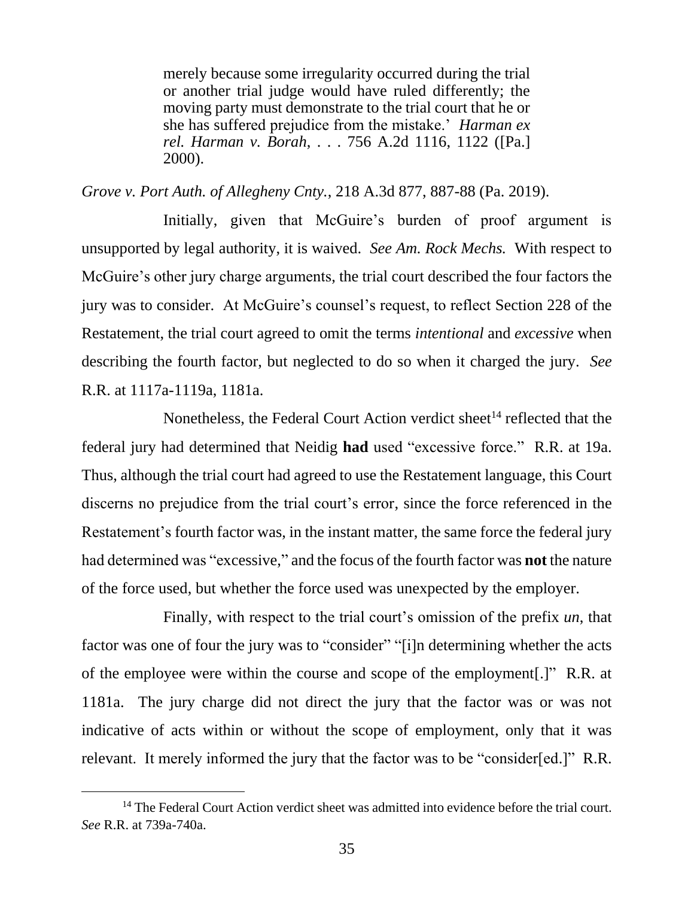> merely because some irregularity occurred during the trial or another trial judge would have ruled differently; the moving party must demonstrate to the trial court that he or she has suffered prejudice from the mistake.' *Harman ex rel. Harman v. Borah*, . . . 756 A.2d 1116, 1122 ([Pa.] 2000).

*Grove v. Port Auth. of Allegheny Cnty.*, 218 A.3d 877, 887-88 (Pa. 2019).

Initially, given that McGuire's burden of proof argument is unsupported by legal authority, it is waived. *See Am. Rock Mechs.* With respect to McGuire's other jury charge arguments, the trial court described the four factors the jury was to consider. At McGuire's counsel's request, to reflect Section 228 of the Restatement, the trial court agreed to omit the terms *intentional* and *excessive* when describing the fourth factor, but neglected to do so when it charged the jury. *See* R.R. at 1117a-1119a, 1181a.

Nonetheless, the Federal Court Action verdict sheet[14] reflected that the federal jury had determined that Neidig **had** used "excessive force." R.R. at 19a. Thus, although the trial court had agreed to use the Restatement language, this Court discerns no prejudice from the trial court's error, since the force referenced in the Restatement's fourth factor was, in the instant matter, the same force the federal jury had determined was "excessive," and the focus of the fourth factor was **not** the nature of the force used, but whether the force used was unexpected by the employer.

Finally, with respect to the trial court's omission of the prefix *un*, that factor was one of four the jury was to "consider" "[i]n determining whether the acts of the employee were within the course and scope of the employment[.]" R.R. at 1181a. The jury charge did not direct the jury that the factor was or was not indicative of acts within or without the scope of employment, only that it was relevant. It merely informed the jury that the factor was to be "consider[ed.]" R.R.

---

[14] The Federal Court Action verdict sheet was admitted into evidence before the trial court. *See* R.R. at 739a-740a.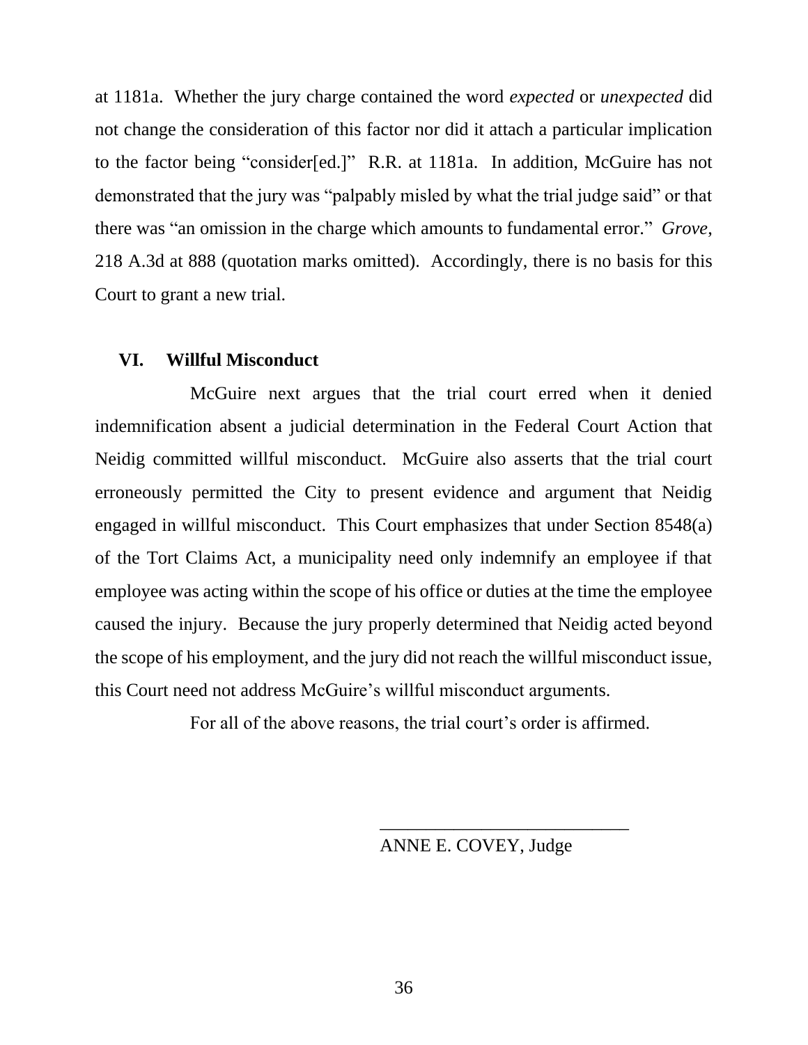at 1181a. Whether the jury charge contained the word *expected* or *unexpected* did not change the consideration of this factor nor did it attach a particular implication to the factor being "consider[ed.]" R.R. at 1181a. In addition, McGuire has not demonstrated that the jury was "palpably misled by what the trial judge said" or that there was "an omission in the charge which amounts to fundamental error." *Grove*, 218 A.3d at 888 (quotation marks omitted). Accordingly, there is no basis for this Court to grant a new trial.

## VI. Willful Misconduct

McGuire next argues that the trial court erred when it denied indemnification absent a judicial determination in the Federal Court Action that Neidig committed willful misconduct. McGuire also asserts that the trial court erroneously permitted the City to present evidence and argument that Neidig engaged in willful misconduct. This Court emphasizes that under Section 8548(a) of the Tort Claims Act, a municipality need only indemnify an employee if that employee was acting within the scope of his office or duties at the time the employee caused the injury. Because the jury properly determined that Neidig acted beyond the scope of his employment, and the jury did not reach the willful misconduct issue, this Court need not address McGuire's willful misconduct arguments.

For all of the above reasons, the trial court's order is affirmed.

___________________________

ANNE E. COVEY, Judge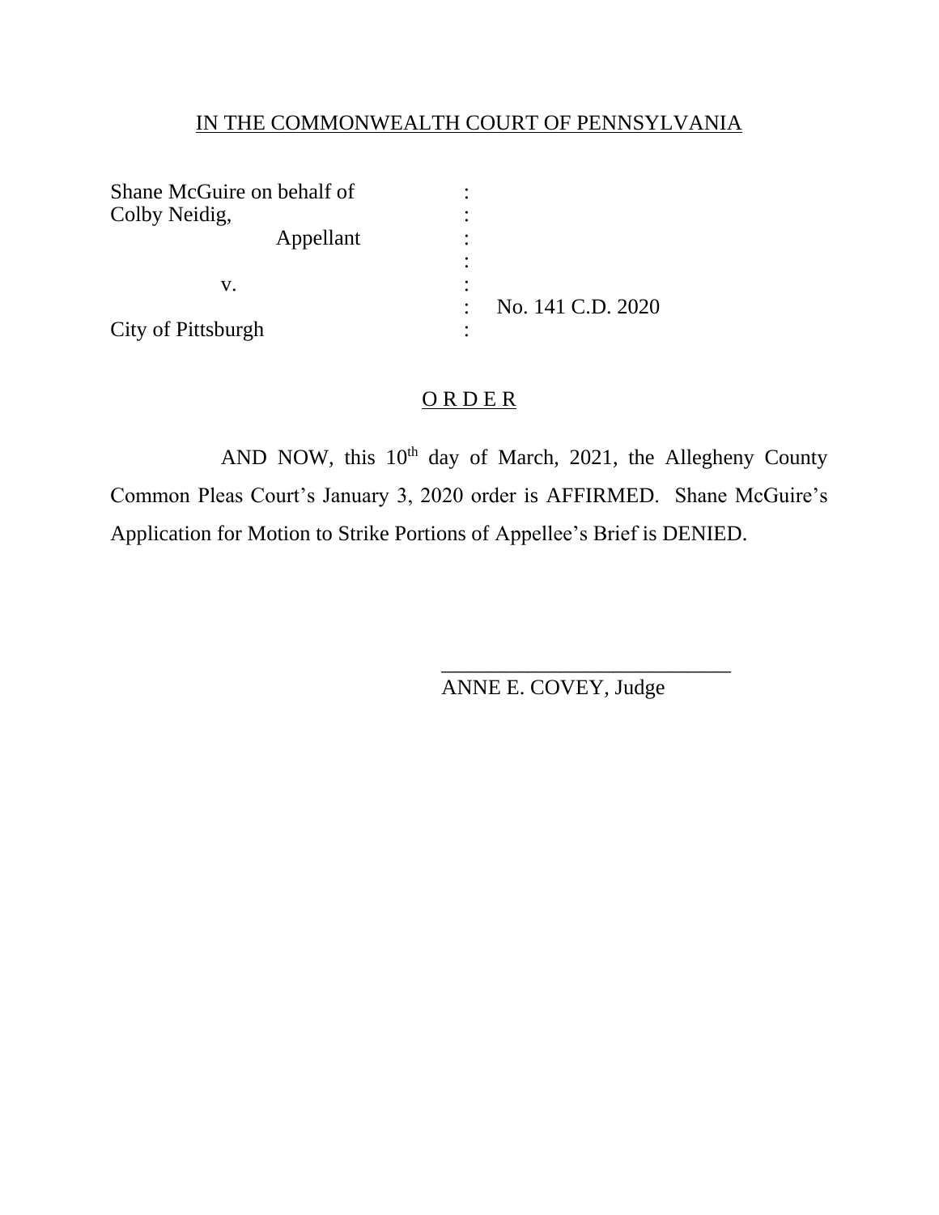IN THE COMMONWEALTH COURT OF PENNSYLVANIA

| | | |
|---|---|---|
| Shane McGuire on behalf of Colby Neidig, Appellant | : | |
| v. | : | No. 141 C.D. 2020 |
| City of Pittsburgh | : | |

## O R D E R

AND NOW, this 10th day of March, 2021, the Allegheny County Common Pleas Court's January 3, 2020 order is AFFIRMED. Shane McGuire's Application for Motion to Strike Portions of Appellee's Brief is DENIED.

___________________________
ANNE E. COVEY, Judge